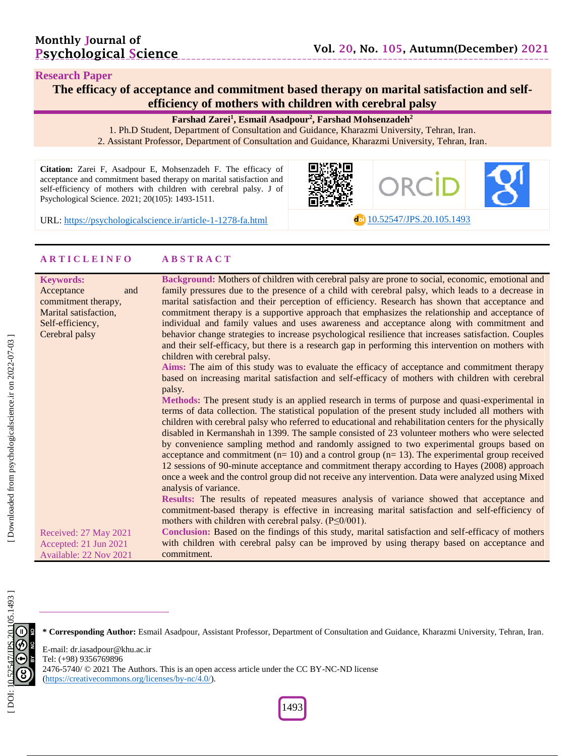**Research Paper**

# The efficacy of acceptance and commitment based therapy on marital satisfaction and self-efficiency of mothers with children with cerebral palsy

**Farshad Zarei[1], Esmail Asadpour[2], Farshad Mohsenzadeh[2]**

1. Ph.D Student, Department of Consultation and Guidance, Kharazmi University, Tehran, Iran.
2. Assistant Professor, Department of Consultation and Guidance, Kharazmi University, Tehran, Iran.

**Citation:** Zarei F, Asadpour E, Mohsenzadeh F. The efficacy of acceptance and commitment based therapy on marital satisfaction and self-efficiency of mothers with children with cerebral palsy. J of Psychological Science. 2021; 20(105): 1493-1511.

URL: https://psychologicalscience.ir/article-1-1278-fa.html

10.52547/JPS.20.105.1493

## ARTICLE INFO

**Keywords:**
Acceptance and commitment therapy,
Marital satisfaction,
Self-efficiency,
Cerebral palsy

Received: 27 May 2021
Accepted: 21 Jun 2021
Available: 22 Nov 2021

## ABSTRACT

**Background:** Mothers of children with cerebral palsy are prone to social, economic, emotional and family pressures due to the presence of a child with cerebral palsy, which leads to a decrease in marital satisfaction and their perception of efficiency. Research has shown that acceptance and commitment therapy is a supportive approach that emphasizes the relationship and acceptance of individual and family values and uses awareness and acceptance along with commitment and behavior change strategies to increase psychological resilience that increases satisfaction. Couples and their self-efficacy, but there is a research gap in performing this intervention on mothers with children with cerebral palsy.

**Aims:** The aim of this study was to evaluate the efficacy of acceptance and commitment therapy based on increasing marital satisfaction and self-efficacy of mothers with children with cerebral palsy.

**Methods:** The present study is an applied research in terms of purpose and quasi-experimental in terms of data collection. The statistical population of the present study included all mothers with children with cerebral palsy who referred to educational and rehabilitation centers for the physically disabled in Kermanshah in 1399. The sample consisted of 23 volunteer mothers who were selected by convenience sampling method and randomly assigned to two experimental groups based on acceptance and commitment (n= 10) and a control group (n= 13). The experimental group received 12 sessions of 90-minute acceptance and commitment therapy according to Hayes (2008) approach once a week and the control group did not receive any intervention. Data were analyzed using Mixed analysis of variance.

**Results:** The results of repeated measures analysis of variance showed that acceptance and commitment-based therapy is effective in increasing marital satisfaction and self-efficiency of mothers with children with cerebral palsy. ($P \leq 0/001$).

**Conclusion:** Based on the findings of this study, marital satisfaction and self-efficacy of mothers with children with cerebral palsy can be improved by using therapy based on acceptance and commitment.

---

**\* Corresponding Author:** Esmail Asadpour, Assistant Professor, Department of Consultation and Guidance, Kharazmi University, Tehran, Iran.

E-mail: dr.iasadpour@khu.ac.ir
Tel: (+98) 9356769896
2476-5740/ © 2021 The Authors. This is an open access article under the CC BY-NC-ND license (https://creativecommons.org/licenses/by-nc/4.0/).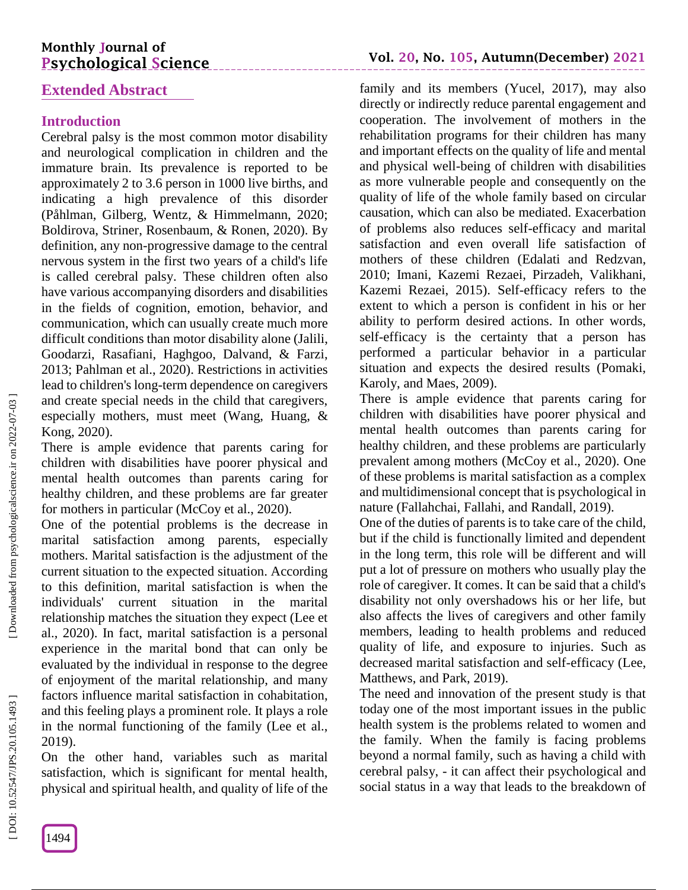## Extended Abstract

### Introduction

Cerebral palsy is the most common motor disability and neurological complication in children and the immature brain. Its prevalence is reported to be approximately 2 to 3.6 person in 1000 live births, and indicating a high prevalence of this disorder (Påhlman, Gilberg, Wentz, & Himmelmann, 2020; Boldirova, Striner, Rosenbaum, & Ronen, 2020). By definition, any non-progressive damage to the central nervous system in the first two years of a child's life is called cerebral palsy. These children often also have various accompanying disorders and disabilities in the fields of cognition, emotion, behavior, and communication, which can usually create much more difficult conditions than motor disability alone (Jalili, Goodarzi, Rasafiani, Haghgoo, Dalvand, & Farzi, 2013; Pahlman et al., 2020). Restrictions in activities lead to children's long-term dependence on caregivers and create special needs in the child that caregivers, especially mothers, must meet (Wang, Huang, & Kong, 2020).

There is ample evidence that parents caring for children with disabilities have poorer physical and mental health outcomes than parents caring for healthy children, and these problems are far greater for mothers in particular (McCoy et al., 2020).

One of the potential problems is the decrease in marital satisfaction among parents, especially mothers. Marital satisfaction is the adjustment of the current situation to the expected situation. According to this definition, marital satisfaction is when the individuals' current situation in the marital relationship matches the situation they expect (Lee et al., 2020). In fact, marital satisfaction is a personal experience in the marital bond that can only be evaluated by the individual in response to the degree of enjoyment of the marital relationship, and many factors influence marital satisfaction in cohabitation, and this feeling plays a prominent role. It plays a role in the normal functioning of the family (Lee et al., 2019).

On the other hand, variables such as marital satisfaction, which is significant for mental health, physical and spiritual health, and quality of life of the family and its members (Yucel, 2017), may also directly or indirectly reduce parental engagement and cooperation. The involvement of mothers in the rehabilitation programs for their children has many and important effects on the quality of life and mental and physical well-being of children with disabilities as more vulnerable people and consequently on the quality of life of the whole family based on circular causation, which can also be mediated. Exacerbation of problems also reduces self-efficacy and marital satisfaction and even overall life satisfaction of mothers of these children (Edalati and Redzvan, 2010; Imani, Kazemi Rezaei, Pirzadeh, Valikhani, Kazemi Rezaei, 2015). Self-efficacy refers to the extent to which a person is confident in his or her ability to perform desired actions. In other words, self-efficacy is the certainty that a person has performed a particular behavior in a particular situation and expects the desired results (Pomaki, Karoly, and Maes, 2009).

There is ample evidence that parents caring for children with disabilities have poorer physical and mental health outcomes than parents caring for healthy children, and these problems are particularly prevalent among mothers (McCoy et al., 2020). One of these problems is marital satisfaction as a complex and multidimensional concept that is psychological in nature (Fallahchai, Fallahi, and Randall, 2019).

One of the duties of parents is to take care of the child, but if the child is functionally limited and dependent in the long term, this role will be different and will put a lot of pressure on mothers who usually play the role of caregiver. It comes. It can be said that a child's disability not only overshadows his or her life, but also affects the lives of caregivers and other family members, leading to health problems and reduced quality of life, and exposure to injuries. Such as decreased marital satisfaction and self-efficacy (Lee, Matthews, and Park, 2019).

The need and innovation of the present study is that today one of the most important issues in the public health system is the problems related to women and the family. When the family is facing problems beyond a normal family, such as having a child with cerebral palsy, - it can affect their psychological and social status in a way that leads to the breakdown of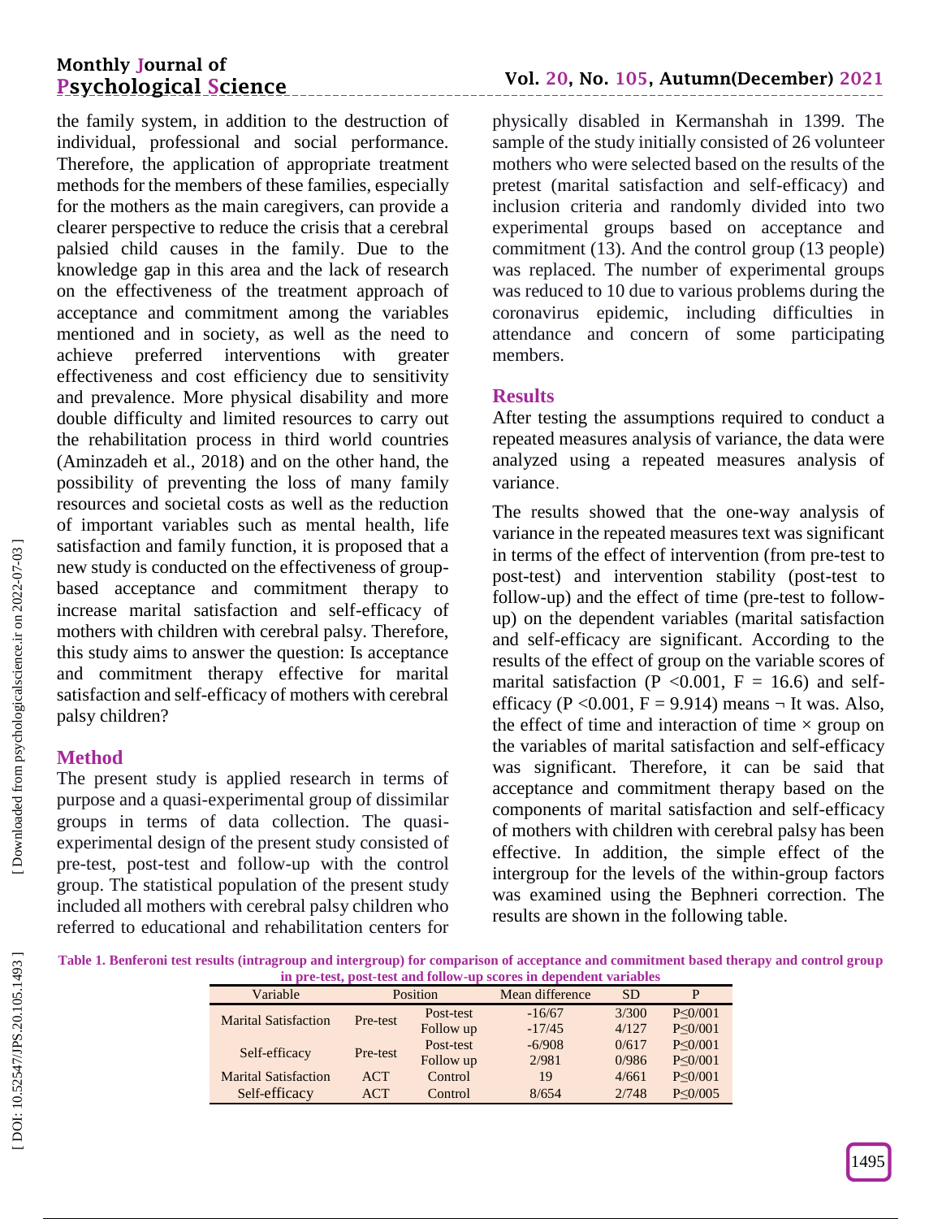the family system, in addition to the destruction of individual, professional and social performance. Therefore, the application of appropriate treatment methods for the members of these families, especially for the mothers as the main caregivers, can provide a clearer perspective to reduce the crisis that a cerebral palsied child causes in the family. Due to the knowledge gap in this area and the lack of research on the effectiveness of the treatment approach of acceptance and commitment among the variables mentioned and in society, as well as the need to achieve preferred interventions with greater effectiveness and cost efficiency due to sensitivity and prevalence. More physical disability and more double difficulty and limited resources to carry out the rehabilitation process in third world countries (Aminzadeh et al., 2018) and on the other hand, the possibility of preventing the loss of many family resources and societal costs as well as the reduction of important variables such as mental health, life satisfaction and family function, it is proposed that a new study is conducted on the effectiveness of group-based acceptance and commitment therapy to increase marital satisfaction and self-efficacy of mothers with children with cerebral palsy. Therefore, this study aims to answer the question: Is acceptance and commitment therapy effective for marital satisfaction and self-efficacy of mothers with cerebral palsy children?

## Method

The present study is applied research in terms of purpose and a quasi-experimental group of dissimilar groups in terms of data collection. The quasi-experimental design of the present study consisted of pre-test, post-test and follow-up with the control group. The statistical population of the present study included all mothers with cerebral palsy children who referred to educational and rehabilitation centers for physically disabled in Kermanshah in 1399. The sample of the study initially consisted of 26 volunteer mothers who were selected based on the results of the pretest (marital satisfaction and self-efficacy) and inclusion criteria and randomly divided into two experimental groups based on acceptance and commitment (13). And the control group (13 people) was replaced. The number of experimental groups was reduced to 10 due to various problems during the coronavirus epidemic, including difficulties in attendance and concern of some participating members.

## Results

After testing the assumptions required to conduct a repeated measures analysis of variance, the data were analyzed using a repeated measures analysis of variance.

The results showed that the one-way analysis of variance in the repeated measures text was significant in terms of the effect of intervention (from pre-test to post-test) and intervention stability (post-test to follow-up) and the effect of time (pre-test to follow-up) on the dependent variables (marital satisfaction and self-efficacy are significant. According to the results of the effect of group on the variable scores of marital satisfaction ($P < 0.001$, $F = 16.6$) and self-efficacy ($P < 0.001$, $F = 9.914$) means ¬ It was. Also, the effect of time and interaction of time × group on the variables of marital satisfaction and self-efficacy was significant. Therefore, it can be said that acceptance and commitment therapy based on the components of marital satisfaction and self-efficacy of mothers with children with cerebral palsy has been effective. In addition, the simple effect of the intergroup for the levels of the within-group factors was examined using the Bephneri correction. The results are shown in the following table.

**Table 1. Benferoni test results (intragroup and intergroup) for comparison of acceptance and commitment based therapy and control group in pre-test, post-test and follow-up scores in dependent variables**

| Variable | Position | | Mean difference | SD | P |
|---|---|---|---|---|---|
| Marital Satisfaction | Pre-test | Post-test | -16/67 | 3/300 | P≤0/001 |
| | | Follow up | -17/45 | 4/127 | P≤0/001 |
| Self-efficacy | Pre-test | Post-test | -6/908 | 0/617 | P≤0/001 |
| | | Follow up | 2/981 | 0/986 | P≤0/001 |
| Marital Satisfaction | ACT | Control | 19 | 4/661 | P≤0/001 |
| Self-efficacy | ACT | Control | 8/654 | 2/748 | P≤0/005 |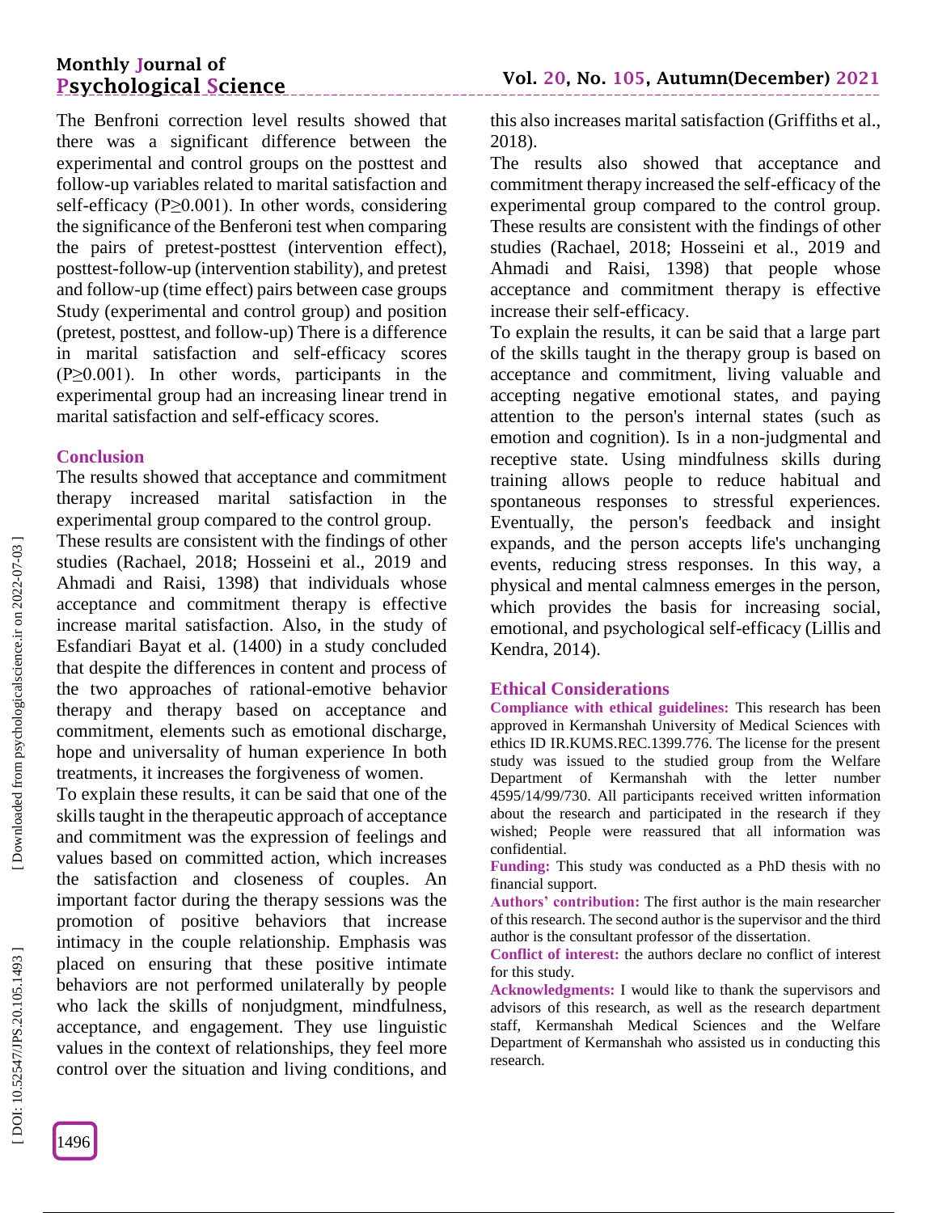The Benfroni correction level results showed that there was a significant difference between the experimental and control groups on the posttest and follow-up variables related to marital satisfaction and self-efficacy (P≥0.001). In other words, considering the significance of the Benferoni test when comparing the pairs of pretest-posttest (intervention effect), posttest-follow-up (intervention stability), and pretest and follow-up (time effect) pairs between case groups Study (experimental and control group) and position (pretest, posttest, and follow-up) There is a difference in marital satisfaction and self-efficacy scores (P≥0.001). In other words, participants in the experimental group had an increasing linear trend in marital satisfaction and self-efficacy scores.

## Conclusion

The results showed that acceptance and commitment therapy increased marital satisfaction in the experimental group compared to the control group.

These results are consistent with the findings of other studies (Rachael, 2018; Hosseini et al., 2019 and Ahmadi and Raisi, 1398) that individuals whose acceptance and commitment therapy is effective increase marital satisfaction. Also, in the study of Esfandiari Bayat et al. (1400) in a study concluded that despite the differences in content and process of the two approaches of rational-emotive behavior therapy and therapy based on acceptance and commitment, elements such as emotional discharge, hope and universality of human experience In both treatments, it increases the forgiveness of women.

To explain these results, it can be said that one of the skills taught in the therapeutic approach of acceptance and commitment was the expression of feelings and values based on committed action, which increases the satisfaction and closeness of couples. An important factor during the therapy sessions was the promotion of positive behaviors that increase intimacy in the couple relationship. Emphasis was placed on ensuring that these positive intimate behaviors are not performed unilaterally by people who lack the skills of nonjudgment, mindfulness, acceptance, and engagement. They use linguistic values in the context of relationships, they feel more control over the situation and living conditions, and this also increases marital satisfaction (Griffiths et al., 2018).

The results also showed that acceptance and commitment therapy increased the self-efficacy of the experimental group compared to the control group. These results are consistent with the findings of other studies (Rachael, 2018; Hosseini et al., 2019 and Ahmadi and Raisi, 1398) that people whose acceptance and commitment therapy is effective increase their self-efficacy.

To explain the results, it can be said that a large part of the skills taught in the therapy group is based on acceptance and commitment, living valuable and accepting negative emotional states, and paying attention to the person's internal states (such as emotion and cognition). Is in a non-judgmental and receptive state. Using mindfulness skills during training allows people to reduce habitual and spontaneous responses to stressful experiences. Eventually, the person's feedback and insight expands, and the person accepts life's unchanging events, reducing stress responses. In this way, a physical and mental calmness emerges in the person, which provides the basis for increasing social, emotional, and psychological self-efficacy (Lillis and Kendra, 2014).

## Ethical Considerations

**Compliance with ethical guidelines:** This research has been approved in Kermanshah University of Medical Sciences with ethics ID IR.KUMS.REC.1399.776. The license for the present study was issued to the studied group from the Welfare Department of Kermanshah with the letter number 4595/14/99/730. All participants received written information about the research and participated in the research if they wished; People were reassured that all information was confidential.

**Funding:** This study was conducted as a PhD thesis with no financial support.

**Authors' contribution:** The first author is the main researcher of this research. The second author is the supervisor and the third author is the consultant professor of the dissertation.

**Conflict of interest:** the authors declare no conflict of interest for this study.

**Acknowledgments:** I would like to thank the supervisors and advisors of this research, as well as the research department staff, Kermanshah Medical Sciences and the Welfare Department of Kermanshah who assisted us in conducting this research.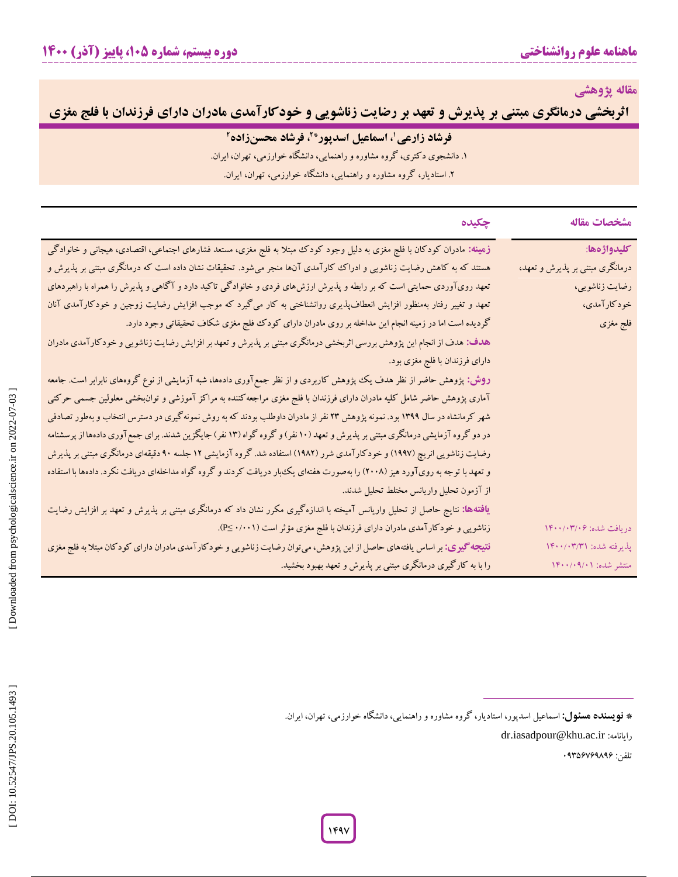مقاله پژوهشی

# اثربخشی درمانگری مبتنی بر پذیرش و تعهد بر رضایت زناشویی و خودکارآمدی مادران دارای فرزندان با فلج مغزی

**فرشاد زارعی[1]، اسماعیل اسدپور*[2]، فرشاد محسن‌زاده[2]**

۱. دانشجوی دکتری، گروه مشاوره و راهنمایی، دانشگاه خوارزمی، تهران، ایران.

۲. استادیار، گروه مشاوره و راهنمایی، دانشگاه خوارزمی، تهران، ایران.

| مشخصات مقاله | چکیده |
|---|---|
| **کلیدواژه‌ها:** درمانگری مبتنی بر پذیرش و تعهد، رضایت زناشویی، خودکارآمدی، فلج مغزی | **زمینه:** مادران کودکان با فلج مغزی به دلیل وجود کودک مبتلا به فلج مغزی، مستعد فشارهای اجتماعی، اقتصادی، هیجانی و خانوادگی هستند که به کاهش رضایت زناشویی و ادراک کارآمدی آن‌ها منجر می‌شود. تحقیقات نشان داده است که درمانگری مبتنی بر پذیرش و تعهد رویآوردی حمایتی است که بر رابطه و پذیرش ارزش‌های فردی و خانوادگی تاکید دارد و آگاهی و پذیرش را همراه با راهبردهای تعهد و تغییر رفتار به‌منظور افزایش انعطاف‌پذیری روانشناختی به کار می‌گیرد که موجب افزایش رضایت زوجین و خودکارآمدی آنان گردیده است اما در زمینه انجام این مداخله بر روی مادران دارای کودک فلج مغزی شکاف تحقیقاتی وجود دارد. |
| | **هدف:** هدف از انجام این پژوهش بررسی اثربخشی درمانگری مبتنی بر پذیرش و تعهد بر افزایش رضایت زناشویی و خودکارآمدی مادران دارای فرزندان با فلج مغزی بود. |
| | **روش:** پژوهش حاضر از نظر هدف یک پژوهش کاربردی و از نظر جمع‌آوری داده‌ها، شبه آزمایشی از نوع گروه‌های نابرابر است. جامعه آماری پژوهش حاضر شامل کلیه مادران دارای فرزندان با فلج مغزی مراجعه‌کننده به مراکز آموزشی و توان‌بخشی معلولین جسمی حرکتی شهر کرمانشاه در سال ۱۳۹۹ بود. نمونه پژوهش ۲۳ نفر از مادران داوطلب بودند که به روش نمونه‌گیری در دسترس انتخاب و به‌طور تصادفی در دو گروه آزمایشی درمانگری مبتنی بر پذیرش و تعهد (۱۰ نفر) و گروه گواه (۱۳ نفر) جایگزین شدند. برای جمع‌آوری داده‌ها از پرسشنامه رضایت زناشویی انریچ (۱۹۹۷) و خودکارآمدی شرر (۱۹۸۲) استفاده شد. گروه آزمایشی ۱۲ جلسه ۹۰ دقیقه‌ای درمانگری مبتنی بر پذیرش و تعهد با توجه به رویآورد هیز (۲۰۰۸) را به‌صورت هفته‌ای یک‌بار دریافت کردند و گروه گواه مداخله‌ای دریافت نکرد. داده‌ها با استفاده از آزمون تحلیل واریانس مختلط تحلیل شدند. |
| | **یافته‌ها:** نتایج حاصل از تحلیل واریانس آمیخته با اندازه‌گیری مکرر نشان داد که درمانگری مبتنی بر پذیرش و تعهد بر افزایش رضایت زناشویی و خودکارآمدی مادران دارای فرزندان با فلج مغزی مؤثر است ($P \leq ۰/۰۰۱$). |
| دریافت شده: ۱۴۰۰/۰۳/۰۶<br>پذیرفته شده: ۱۴۰۰/۰۳/۳۱<br>منتشر شده: ۱۴۰۰/۰۹/۰۱ | **نتیجه‌گیری:** بر اساس یافته‌های حاصل از این پژوهش، می‌توان رضایت زناشویی و خودکارآمدی مادران دارای کودکان مبتلا به فلج مغزی را با به کارگیری درمانگری مبتنی بر پذیرش و تعهد بهبود بخشید. |

* **نویسنده مسئول:** اسماعیل اسدپور، استادیار، گروه مشاوره و راهنمایی، دانشگاه خوارزمی، تهران، ایران.

رایانامه: dr.iasadpour@khu.ac.ir

تلفن: ۰۹۳۵۶۷۶۹۸۹۶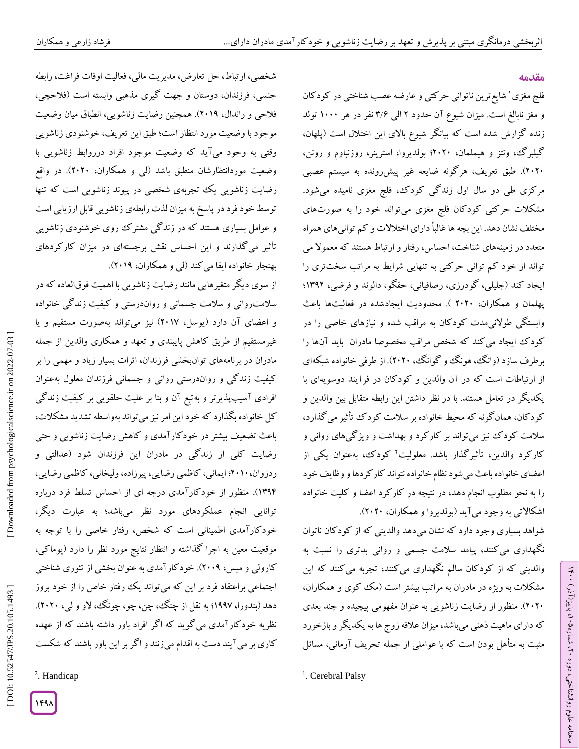## مقدمه

فلج مغزی[1] شایع‌ترین ناتوانی حرکتی و عارضه عصب شناختی در کودکان و مغز نابالغ است. میزان شیوع آن حدود ۲ الی ۳/۶ نفر در هر ۱۰۰۰ تولد زنده گزارش شده است که بیانگر شیوع بالای این اختلال است (پلهان، گیلبرگ، ونتز و هیملمان، ۲۰۲۰؛ بولدیروا، استرینر، روزنباوم و رونن، ۲۰۲۰). طبق تعریف، هرگونه ضایعه غیر پیش‌رونده به سیستم عصبی مرکزی طی دو سال اول زندگی کودک، فلج مغزی نامیده می‌شود. مشکلات حرکتی کودکان فلج مغزی می‌تواند خود را به صورت‌های مختلف نشان دهد. این بچه ها غالباً دارای اختلالات و کم توانی‌های همراه متعدد در زمینه‌های شناخت، احساس، رفتار و ارتباط هستند که معمولا می تواند از خود کم توانی حرکتی به تنهایی شرایط به مراتب سخت‌تری را ایجاد کند (جلیلی، گودرزی، رصافیانی، حقگو، دالوند و فرضی، ۱۳۹۲؛ پهلمان و همکاران، ۲۰۲۰ ). محدودیت ایجادشده در فعالیت‌ها باعث وابستگی طولانی‌مدت کودکان به مراقب شده و نیازهای خاصی را در کودک ایجاد می‌کند که شخص مراقب مخصوصا مادران باید آن‌ها را برطرف سازد (وانگ، هونگ و گوانگ، ۲۰۲۰). از طرفی خانواده شبکه‌ای از ارتباطات است که در آن والدین و کودکان در فرآیند دوسویه‌ای با یکدیگر در تعامل هستند. با در نظر داشتن این رابطه متقابل بین والدین و کودکان، همان‌گونه که محیط خانواده بر سلامت کودک تأثیر می‌گذارد، سلامت کودک نیز می‌تواند بر کارکرد و بهداشت و ویژگی‌های روانی و کارکرد والدین، تأثیرگذار باشد. معلولیت[2] کودک، به‌عنوان یکی از اعضای خانواده باعث می‌شود نظام خانواده نتواند کارکردها و وظایف خود را به نحو مطلوب انجام دهد، در نتیجه در کارکرد اعضا و کلیت خانواده اشکالاتی به وجود می‌آید (بولدیروا و همکاران، ۲۰۲۰).

شواهد بسیاری وجود دارد که نشان می‌دهد والدینی که از کودکان ناتوان نگهداری می‌کنند، پیامد سلامت جسمی و روانی بدتری را نسبت به والدینی که از کودکان سالم نگهداری می‌کنند، تجربه می‌کنند که این مشکلات به ویژه در مادران به مراتب بیشتر است (مک کوی و همکاران، ۲۰۲۰). منظور از رضایت زناشویی به عنوان مفهومی پیچیده و چند بعدی که دارای ماهیت ذهنی می‌باشد، میزان علاقه زوج ها به یکدیگر و بازخورد مثبت به متأهل بودن است که با عواملی از جمله تحریف آرمانی، مسائل شخصی، ارتباط، حل تعارض، مدیریت مالی، فعالیت اوقات فراغت، رابطه جنسی، فرزندان، دوستان و جهت گیری مذهبی وابسته است (فلاحچی، فلاحی و راندال، ۲۰۱۹). همچنین رضایت زناشویی، انطباق میان وضعیت موجود با وضعیت مورد انتظار است؛ طبق این تعریف، خوشنودی زناشویی وقتی به وجود می‌آید که وضعیت موجود افراد درروابط زناشویی با وضعیت موردانتظارشان منطبق باشد (لی و همکاران، ۲۰۲۰). در واقع رضایت زناشویی یک تجربه‌ی شخصی در پیوند زناشویی است که تنها توسط خود فرد در پاسخ به میزان لذت رابطه‌ی زناشویی قابل ارزیابی است و عوامل بسیاری هستند که در زندگی مشترک روی خوشنودی زناشویی تأثیر می‌گذارند و این احساس نقش برجسته‌ای در میزان کارکردهای بهنجار خانواده ایفا می‌کند (لی و همکاران، ۲۰۱۹).

از سوی دیگر متغیرهایی مانند رضایت زناشویی با اهمیت فوق‌العاده که در سلامت‌روانی و سلامت جسمانی و روان‌درستی و کیفیت زندگی خانواده و اعضای آن دارد (یوسل، ۲۰۱۷) نیز می‌تواند به‌صورت مستقیم و یا غیرمستقیم از طریق کاهش پایبندی و تعهد و همکاری والدین از جمله مادران در برنامه‌های توان‌بخشی فرزندان، اثرات بسیار زیاد و مهمی را بر کیفیت زندگی و روان‌درستی روانی و جسمانی فرزندان معلول به‌عنوان افرادی آسیب‌پذیرتر و به‌تبع آن و بنا بر علیت حلقویی بر کیفیت زندگی کل خانواده بگذارد که خود این امر نیز می‌تواند به‌واسطه تشدید مشکلات، باعث تضعیف بیشتر در خودکارآمدی و کاهش رضایت زناشویی و حتی رضایت کلی از زندگی در مادران این فرزندان شود (عدالتی و ردزوان، ۲۰۱۰؛ ایمانی، کاظمی رضایی، پیرزاده، ولیخانی، کاظمی رضایی، ۱۳۹۴). منظور از خودکارآمدی درجه ای از احساس تسلط فرد درباره توانایی انجام عملکردهای مورد نظر می‌باشد؛ به عبارت دیگر، خودکارآمدی اطمینانی است که شخص، رفتار خاصی را با توجه به موقعیت معین به اجرا گذاشته و انتظار نتایج مورد نظر را دارد (پوماکی، کارولی و میس، ۲۰۰۹). خودکارآمدی به عنوان بخشی از تئوری شناختی اجتماعی براعتقاد فرد بر این که می‌تواند یک رفتار خاص را از خود بروز دهد (بندورا، ۱۹۹۷؛ به نقل از چنگ، چن، چو، چونگ، لاو و لی، ۲۰۲۰). نظریه خودکارآمدی می‌گوید که اگر افراد باور داشته باشند که از عهده کاری بر می‌آیند دست به اقدام می‌زنند و اگر بر این باور باشند که شکست

---

[1]. Cerebral Palsy

[2]. Handicap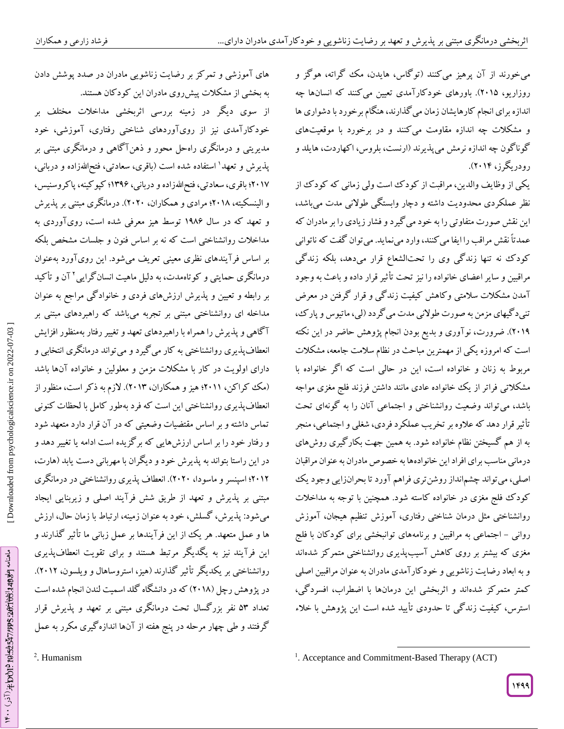می‌خورند از آن پرهیز می‌کنند (توگاس، هایدن، مک گراته، هوگز و روزاریو، ۲۰۱۵). باورهای خودکارآمدی تعیین می‌کنند که انسان‌ها چه اندازه برای انجام کارهایشان زمان می‌گذارند، هنگام برخورد با دشواری ها و مشکلات چه اندازه مقاومت می‌کنند و در برخورد با موقعیت‌های گوناگون چه اندازه نرمش می‌پذیرند (ارنست، بلروس، اکهاردت، هایلد و رودریگز، ۲۰۱۴).

یکی از وظایف والدین، مراقبت از کودک است ولی زمانی که کودک از نظر عملکردی محدودیت داشته و دچار وابستگی طولانی مدت می‌باشد، این نقش صورت متفاوتی را به خود می‌گیرد و فشار زیادی را بر مادران که عمدتاً نقش مراقب را ایفا می‌کنند، وارد می‌نماید. می‌توان گفت که ناتوانی کودک نه تنها زندگی وی را تحت‌الشعاع قرار می‌دهد، بلکه زندگی مراقبین و سایر اعضای خانواده را نیز تحت تأثیر قرار داده و باعث به وجود آمدن مشکلات سلامتی وکاهش کیفیت زندگی و قرار گرفتن در معرض تنی‌دگیهای مزمن به صورت طولانی مدت می‌گردد (لی، ماتیوس و پارک، ۲۰۱۹). ضرورت، نوآوری و بدیع بودن انجام پژوهش حاضر در این نکته است که امروزه یکی از مهمترین مباحث در نظام سلامت جامعه، مشکلات مربوط به زنان و خانواده است، این در حالی است که اگر خانواده با مشکلاتی فراتر از یک خانواده عادی مانند داشتن فرزند فلج مغزی مواجه باشد، می‌تواند وضعیت روانشناختی و اجتماعی آنان را به گونه‌ای تحت تأثیر قرار دهد که علاوه بر تخریب عملکرد فردی، شغلی و اجتماعی، منجر به از هم گسیختن نظام خانواده شود. به همین جهت بکارگیری روش‌های درمانی مناسب برای افراد این خانواده‌ها به خصوص مادران به عنوان مراقبان اصلی، می‌تواند چشم‌انداز روشن‌تری فراهم آورد تا بحران‌زایی وجود یک کودک فلج مغزی در خانواده کاسته شود. همچنین با توجه به مداخلات روانشناختی مثل درمان شناختی رفتاری، آموزش تنظیم هیجان، آموزش روانی - اجتماعی به مراقبین و برنامه‌های توانبخشی برای کودکان با فلج مغزی که بیشتر بر روی کاهش آسیب‌پذیری روانشناختی متمرکز شده‌اند و به ابعاد رضایت زناشویی و خودکارآمدی مادران به عنوان مراقبین اصلی کمتر متمرکز شده‌اند و اثربخشی این درمان‌ها با اضطراب، افسردگی، استرس، کیفیت زندگی تا حدودی تأیید شده است این پژوهش با خلاء های آموزشی و تمرکز بر رضایت زناشویی مادران در صدد پوشش دادن به بخشی از مشکلات پیش‌روی مادران این کودکان هستند.

از سوی دیگر در زمینه بررسی اثربخشی مداخلات مختلف بر خودکارآمدی نیز از رویآوردهای شناختی رفتاری، آموزشی، خود مدیریتی و درمانگری راه‌حل محور و ذهن‌آگاهی و درمانگری مبتنی بر پذیرش و تعهد[1] استفاده شده است (باقری، سعادتی، فتح‌الله‌زاده و دربانی، ۲۰۱۷؛ باقری، سعادتی، فتح‌الله‌زاده و دربانی، ۱۳۹۶؛ کپوکینه، پاکروسنیس، و الینسکیته، ۲۰۱۸؛ مرادی و همکاران، ۲۰۲۰). درمانگری مبتنی بر پذیرش و تعهد که در سال ۱۹۸۶ توسط هیز معرفی شده است، رویآوردی به مداخلات روانشناختی است که نه بر اساس فنون و جلسات مشخص بلکه بر اساس فرآیندهای نظری معینی تعریف می‌شود. این رویآورد به‌عنوان درمانگری حمایتی و کوتاه‌مدت، به دلیل ماهیت انسان‌گرایی[2] آن و تأکید بر رابطه و تعیین و پذیرش ارزش‌های فردی و خانوادگی مراجع به عنوان مداخله ای روانشناختی مبتنی بر تجربه می‌باشد که راهبردهای مبتنی بر آگاهی و پذیرش را همراه با راهبردهای تعهد و تغییر رفتار به‌منظور افزایش انعطاف‌پذیری روانشناختی به کار می‌گیرد و می‌تواند درمانگری انتخابی و دارای اولویت در کار با مشکلات مزمن و معلولین و خانواده آن‌ها باشد (مک کراکن، ۲۰۱۱؛ هیز و همکاران، ۲۰۱۳). لازم به ذکر است، منظور از انعطاف‌پذیری روانشناختی این است که فرد به‌طور کامل با لحظات کنونی تماس داشته و بر اساس مقتضیات وضعیتی که در آن قرار دارد متعهد شود و رفتار خود را بر اساس ارزش‌هایی که برگزیده است ادامه یا تغییر دهد و در این راستا بتواند به پذیرش خود و دیگران با مهربانی دست یابد (هارت، ۲۰۱۲؛ اسپنسر و ماسودا، ۲۰۲۰). انعطاف پذیری روانشناختی در درمانگری مبتنی بر پذیرش و تعهد از طریق شش فرآیند اصلی و زیربنایی ایجاد می‌شود: پذیرش، گسلش، خود به عنوان زمینه، ارتباط با زمان حال، ارزش ها و عمل متعهد. هر یک از این فرآیندها بر عمل زبانی ما تأثیر گذارند و این فرآیند نیز به یکدیگر مرتبط هستند و برای تقویت انعطاف‌پذیری روانشناختی بر یکدیگر تأثیر گذارند (هیز، استروساهال و ویلسون، ۲۰۱۲). در پژوهش رچل (۲۰۱۸) که در دانشگاه گلد اسمیت لندن انجام شده است تعداد ۵۳ نفر بزرگسال تحت درمانگری مبتنی بر تعهد و پذیرش قرار گرفتند و طی چهار مرحله در پنج هفته از آن‌ها اندازه‌گیری مکرر به عمل

---

[1]. Acceptance and Commitment-Based Therapy (ACT)

[2]. Humanism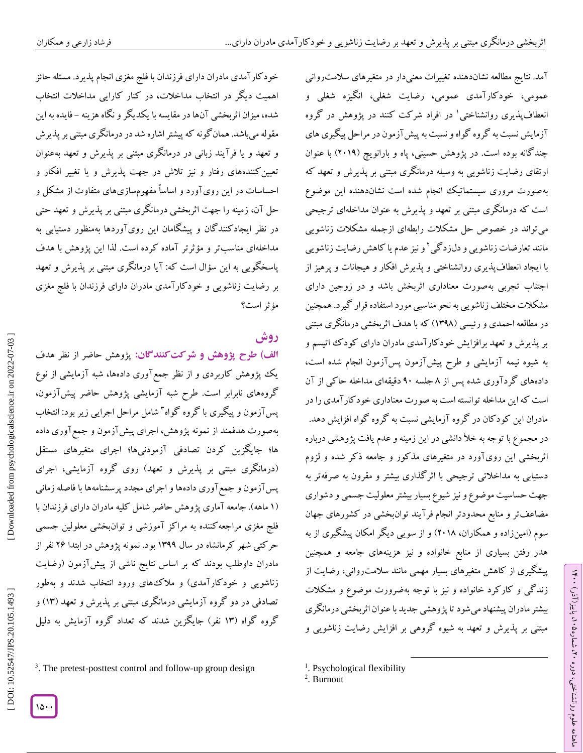آمد. نتایج مطالعه نشان‌دهنده تغییرات معنی‌دار در متغیرهای سلامت‌روانی عمومی، خودکارآمدی عمومی، رضایت شغلی، انگیزه شغلی و انعطاف‌پذیری روانشناختی[1] در افراد شرکت کنند در پژوهش در گروه آزمایش نسبت به گروه گواه و نسبت به پیش‌آزمون در مراحل پیگیری های چندگانه بوده است. در پژوهش حسینی، پاه و بارانویچ (۲۰۱۹) با عنوان ارتقای رضایت زناشویی به وسیله درمانگری مبتنی بر پذیرش و تعهد که به‌صورت مروری سیستماتیک انجام شده است نشان‌دهنده این موضوع است که درمانگری مبتنی بر تعهد و پذیرش به عنوان مداخله‌ای ترجیحی می‌تواند در خصوص حل مشکلات رابطه‌ای ازجمله مشکلات زناشویی مانند تعارضات زناشویی و دلزدگی[2] و نیز عدم یا کاهش رضایت زناشویی با ایجاد انعطاف‌پذیری روانشناختی و پذیرش افکار و هیجانات و پرهیز از اجتناب تجربی به‌صورت معناداری اثربخش باشد و در زوجین دارای مشکلات مختلف زناشویی به نحو مناسبی مورد استفاده قرار گیرد. همچنین در مطالعه احمدی و رئیسی (۱۳۹۸) که با هدف اثربخشی درمانگری مبتنی بر پذیرش و تعهد برافزایش خودکارآمدی مادران دارای کودک اتیسم و به شیوه نیمه آزمایشی و طرح پیش‌آزمون پس‌آزمون انجام شده است، داده‌های گردآوری شده پس از ۸ جلسه ۹۰ دقیقه‌ای مداخله حاکی از آن است که این مداخله توانسته است به صورت معناداری خودکارآمدی را در مادران این کودکان در گروه آزمایشی نسبت به گروه گواه افزایش دهد.

در مجموع با توجه به خلأ دانشی در این زمینه و عدم یافت پژوهشی درباره اثربخشی این روی‌آورد در متغیرهای مذکور و جامعه ذکر شده و لزوم دستیابی به مداخلاتی ترجیحی با اثرگذاری بیشتر و مقرون به صرفه‌تر به جهت حساسیت موضوع و نیز شیوع بسیار بیشتر معلولیت جسمی و دشواری مضاعف‌تر و منابع محدودتر انجام فرآیند توانبخشی در کشورهای جهان سوم (امین‌زاده و همکاران، ۲۰۱۸) و از سویی دیگر امکان پیشگیری از به هدر رفتن بسیاری از منابع خانواده و نیز هزینه‌های جامعه و همچنین پیشگیری از کاهش متغیرهای بسیار مهمی مانند سلامت‌روانی، رضایت از زندگی و کارکرد خانواده و نیز با توجه به‌ضرورت موضوع و مشکلات بیشتر مادران پیشنهاد می‌شود تا پژوهشی جدید با عنوان اثربخشی درمانگری مبتنی بر پذیرش و تعهد به شیوه گروهی بر افزایش رضایت زناشویی و خودکارآمدی مادران دارای فرزندان با فلج مغزی انجام پذیرد. مسئله حائز اهمیت دیگر در انتخاب مداخلات، در کنار کارایی مداخلات انتخاب شده، میزان اثربخشی آن‌ها در مقایسه با یکدیگر و نگاه هزینه – فایده به این مقوله می‌باشد. همان‌گونه که پیشتر اشاره شد در درمانگری مبتنی بر پذیرش و تعهد و یا فرآیند زبانی در درمانگری مبتنی بر پذیرش و تعهد به‌عنوان تعیین‌کننده‌های رفتار و نیز تلاش در جهت پذیرش و یا تغییر افکار و احساسات در این روی‌آورد و اساساً مفهوم‌سازی‌های متفاوت از مشکل و حل آن، زمینه را جهت اثربخشی درمانگری مبتنی بر پذیرش و تعهد حتی در نظر ایجادکنندگان و پیشگامان این روی‌آوردها به‌منظور دستیابی به مداخله‌ای مناسب‌تر و مؤثرتر آماده کرده است. لذا این پژوهش با هدف پاسخگویی به این سؤال است که: آیا درمانگری مبتنی بر پذیرش و تعهد بر رضایت زناشویی و خودکارآمدی مادران دارای فرزندان با فلج مغزی مؤثر است؟

## روش

**الف) طرح پژوهش و شرکت‌کنندگان:** پژوهش حاضر از نظر هدف یک پژوهش کاربردی و از نظر جمع‌آوری داده‌ها، شبه آزمایشی از نوع گروه‌های نابرابر است. طرح شبه آزمایشی پژوهش حاضر پیش‌آزمون، پس‌آزمون و پیگیری با گروه گواه[3] شامل مراحل اجرایی زیر بود: انتخاب به‌صورت هدفمند از نمونه پژوهش، اجرای پیش‌آزمون و جمع‌آوری داده ها؛ جایگزین کردن تصادفی آزمودنی‌ها؛ اجرای متغیرهای مستقل (درمانگری مبتنی بر پذیرش و تعهد) روی گروه آزمایشی، اجرای پس‌آزمون و جمع‌آوری داده‌ها و اجرای مجدد پرسشنامه‌ها با فاصله زمانی (۱ ماهه). جامعه آماری پژوهش حاضر شامل کلیه مادران دارای فرزندان با فلج مغزی مراجعه‌کننده به مراکز آموزشی و توانبخشی معلولین جسمی حرکتی شهر کرمانشاه در سال ۱۳۹۹ بود. نمونه پژوهش در ابتدا ۲۶ نفر از مادران داوطلب بودند که بر اساس نتایج ناشی از پیش‌آزمون (رضایت زناشویی و خودکارآمدی) و ملاک‌های ورود انتخاب شدند و به‌طور تصادفی در دو گروه آزمایشی درمانگری مبتنی بر پذیرش و تعهد (۱۳) و گروه گواه (۱۳ نفر) جایگزین شدند که تعداد گروه آزمایش به دلیل

---

[1]. Psychological flexibility

[2]. Burnout

[3]. The pretest-posttest control and follow-up group design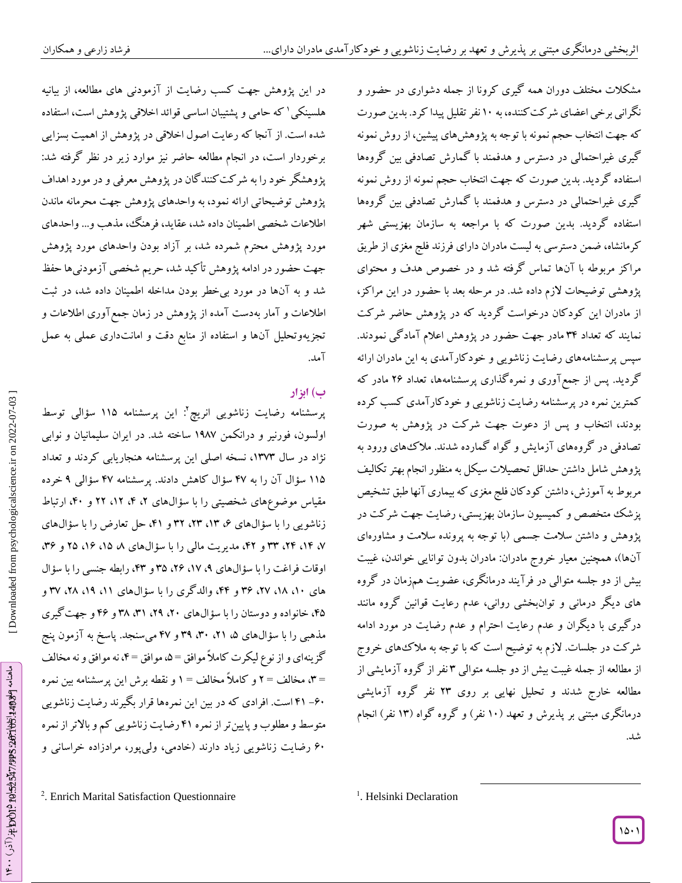مشکلات مختلف دوران همه گیری کرونا از جمله دشواری در حضور و نگرانی برخی اعضای شرکت‌کننده، به ۱۰ نفر تقلیل پیدا کرد. بدین صورت که جهت انتخاب حجم نمونه با توجه به پژوهش‌های پیشین، از روش نمونه گیری غیراحتمالی در دسترس و هدفمند با گمارش تصادفی بین گروه‌ها استفاده گردید. بدین صورت که جهت انتخاب حجم نمونه از روش نمونه گیری غیراحتمالی در دسترس و هدفمند با گمارش تصادفی بین گروه‌ها استفاده گردید. بدین صورت که با مراجعه به سازمان بهزیستی شهر کرمانشاه، ضمن دسترسی به لیست مادران دارای فرزند فلج مغزی از طریق مراکز مربوطه با آن‌ها تماس گرفته شد و در خصوص هدف و محتوای پژوهشی توضیحات لازم داده شد. در مرحله بعد با حضور در این مراکز، از مادران این کودکان درخواست گردید که در پژوهش حاضر شرکت نمایند که تعداد ۳۴ مادر جهت حضور در پژوهش اعلام آمادگی نمودند. سپس پرسشنامه‌های رضایت زناشویی و خودکارآمدی به این مادران ارائه گردید. پس از جمع‌آوری و نمره‌گذاری پرسشنامه‌ها، تعداد ۲۶ مادر که کمترین نمره در پرسشنامه رضایت زناشویی و خودکارآمدی کسب کرده بودند، انتخاب و پس از دعوت جهت شرکت در پژوهش به صورت تصادفی در گروه‌های آزمایش و گواه گمارده شدند. ملاک‌های ورود به پژوهش شامل داشتن حداقل تحصیلات سیکل به منظور انجام بهتر تکالیف مربوط به آموزش، داشتن کودکان فلج مغزی که بیماری آنها طبق تشخیص پزشک متخصص و کمیسیون سازمان بهزیستی، رضایت جهت شرکت در پژوهش و داشتن سلامت جسمی (با توجه به پرونده سلامت و مشاوره‌ای آن‌ها)، همچنین معیار خروج مادران: مادران بدون توانایی خواندن، غیبت بیش از دو جلسه متوالی در فرآیند درمانگری، عضویت هم‌زمان در گروه های دیگر درمانی و توانبخشی روانی، عدم رعایت قوانین گروه مانند درگیری با دیگران و عدم رعایت احترام و عدم رضایت در مورد ادامه شرکت در جلسات. لازم به توضیح است که با توجه به ملاک‌های خروج از مطالعه از جمله غیبت بیش از دو جلسه متوالی ۳ نفر از گروه آزمایشی از مطالعه خارج شدند و تحلیل نهایی بر روی ۲۳ نفر گروه آزمایشی درمانگری مبتنی بر پذیرش و تعهد (۱۰ نفر) و گروه گواه (۱۳ نفر) انجام شد.

در این پژوهش جهت کسب رضایت از آزمودنی های مطالعه، از بیانیه هلسینکی[1] که حامی و پشتیبان اساسی قوائد اخلاقی پژوهش است، استفاده شده است. از آنجا که رعایت اصول اخلاقی در پژوهش از اهمیت بسزایی برخوردار است، در انجام مطالعه حاضر نیز موارد زیر در نظر گرفته شد: پژوهشگر خود را به شرکت‌کنندگان در پژوهش معرفی و در مورد اهداف پژوهش توضیحاتی ارائه نمود، به واحدهای پژوهش جهت محرمانه ماندن اطلاعات شخصی اطمینان داده شد، عقاید، فرهنگ، مذهب و... واحدهای مورد پژوهش محترم شمرده شد، بر آزاد بودن واحدهای مورد پژوهش جهت حضور در ادامه پژوهش تأکید شد، حریم شخصی آزمودنی‌ها حفظ شد و به آن‌ها در مورد بی‌خطر بودن مداخله اطمینان داده شد، در ثبت اطلاعات و آمار به‌دست آمده از پژوهش در زمان جمع‌آوری اطلاعات و تجزیه‌وتحلیل آن‌ها و استفاده از منابع دقت و امانت‌داری عملی به عمل آمد.

### ب) ابزار

پرسشنامه رضایت زناشویی انریچ[2]: این پرسشنامه ۱۱۵ سؤالی توسط اولسون، فورنیر و درانکمن ۱۹۸۷ ساخته شد. در ایران سلیمانیان و نوابی نژاد در سال ۱۳۷۳، نسخه اصلی این پرسشنامه هنجاریابی کردند و تعداد ۱۱۵ سؤال آن را به ۴۷ سؤال کاهش دادند. پرسشنامه ۴۷ سؤالی ۹ خرده مقیاس موضوع‌های شخصیتی را با سؤال‌های ۲، ۴، ۱۲، ۲۲ و ۴۰، ارتباط زناشویی را با سؤال‌های ۶، ۱۳، ۲۳، ۳۲ و ۴۱، حل تعارض را با سؤال‌های ۷، ۱۴، ۲۴، ۳۳ و ۴۲، مدیریت مالی را با سؤال‌های ۸، ۱۵، ۱۶، ۲۵ و ۳۶، اوقات فراغت را با سؤال‌های ۹، ۱۷، ۲۶، ۳۵ و ۴۳، رابطه جنسی را با سؤال های ۱۰، ۱۸، ۲۷، ۳۶ و ۴۴، والدگری را با سؤال‌های ۱۱، ۱۹، ۲۸، ۳۷ و ۴۵، خانواده و دوستان را با سؤال‌های ۲۰، ۲۹، ۳۱، ۳۸ و ۴۶ و جهت‌گیری مذهبی را با سؤال‌های ۵، ۲۱، ۳۰، ۳۹ و ۴۷ می‌سنجد. پاسخ به آزمون پنج گزینه‌ای و از نوع لیکرت کاملاً موافق =۵، موافق =۴، نه موافق و نه مخالف =۳، مخالف = ۲ و کاملاً مخالف = ۱ و نقطه برش این پرسشنامه بین نمره ۶۰- ۴۱ است. افرادی که در بین این نمره‌ها قرار بگیرند رضایت زناشویی متوسط و مطلوب و پایین‌تر از نمره ۴۱ رضایت زناشویی کم و بالاتر از نمره ۶۰ رضایت زناشویی زیاد دارند (خادمی، ولی‌پور، مرادزاده خراسانی و

---

[1]. Helsinki Declaration

[2]. Enrich Marital Satisfaction Questionnaire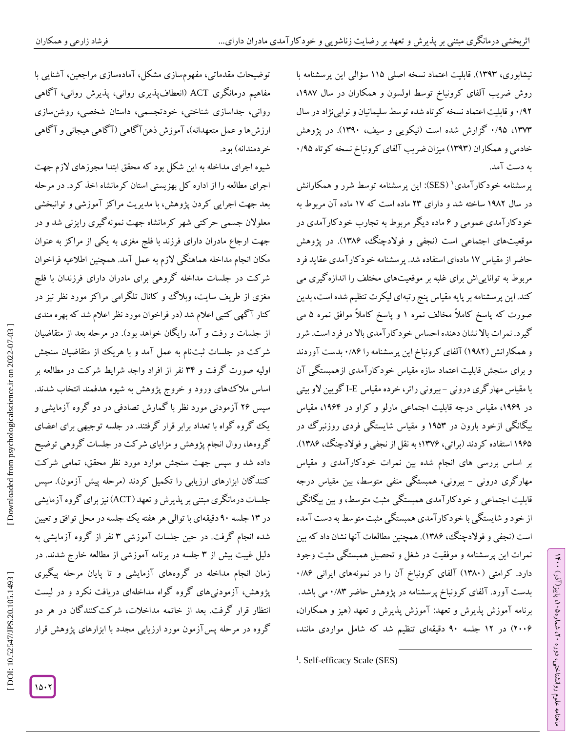نیشابوری، ۱۳۹۳). قابلیت اعتماد نسخه اصلی ۱۱۵ سؤالی این پرسشنامه با روش ضریب آلفای کرونباخ توسط اولسون و همکاران در سال ۱۹۸۷، ۰/۹۲ و قابلیت اعتماد نسخه کوتاه شده توسط سلیمانیان و نوابی‌نژاد در سال ۱۳۷۳، ۰/۹۵ گزارش شده است (نیکویی و سیف، ۱۳۹۰). در پژوهش خادمی و همکاران (۱۳۹۳) میزان ضریب آلفای کرونباخ نسخه کوتاه ۰/۹۵ به دست آمد.

پرسشنامه خودکارآمدی[1] (SES): این پرسشنامه توسط شرر و همکارانش در سال ۱۹۸۲ ساخته شد و دارای ۲۳ ماده است که ۱۷ ماده آن مربوط به خودکارآمدی عمومی و ۶ ماده دیگر مربوط به تجارب خودکارآمدی در موقعیت‌های اجتماعی است (نجفی و فولادچنگ، ۱۳۸۶). در پژوهش حاضر از مقیاس ۱۷ ماده‌ای استفاده شد. پرسشنامه خودکارآمدی عقاید فرد مربوط به توانایی‌اش برای غلبه بر موقعیت‌های مختلف را اندازه‌گیری می کند. این پرسشنامه بر پایه مقیاس پنج رتبه‌ای لیکرت تنظیم شده است، بدین صورت که پاسخ کاملاً مخالف نمره ۱ و پاسخ کاملاً موافق نمره ۵ می گیرد. نمرات بالا نشان دهنده احساس خودکارآمدی بالا در فرد است. شرر و همکارانش (۱۹۸۲) آلفای کرونباخ این پرسشنامه را ۰/۸۶ بدست آوردند و برای سنجش قابلیت اعتماد سازه مقیاس خودکارآمدی ازهمبستگی آن با مقیاس مهارگری درونی - بیرونی راتر، خرده مقیاس I-E گویین لاو بیتی در ۱۹۶۹، مقیاس درجه قابلیت اجتماعی مارلو و کراو در ۱۹۶۴، مقیاس بیگانگی ازخود بارون در ۱۹۵۳ و مقیاس شایستگی فردی روزنبرگ در ۱۹۶۵ استفاده کردند (براتی، ۱۳۷۶؛ به نقل از نجفی و فولادچنگ، ۱۳۸۶). بر اساس بررسی های انجام شده بین نمرات خودکارآمدی و مقیاس مهارگری درونی - بیرونی، همبستگی منفی متوسط، بین مقیاس درجه قابلیت اجتماعی و خودکارآمدی همبستگی مثبت متوسط، و بین بیگانگی از خود و شایستگی با خودکارآمدی همبستگی مثبت متوسط به دست آمده است (نجفی و فولادچنگ، ۱۳۸۶). همچنین مطالعات آنها نشان داد که بین نمرات این پرسشنامه و موفقیت در شغل و تحصیل همبستگی مثبت وجود دارد. کرامتی (۱۳۸۰) آلفای کرونباخ آن را در نمونه‌های ایرانی ۰/۸۶ بدست آورد. آلفای کرونباخ پرسشنامه در پژوهش حاضر ۰/۸۳ می باشد.

برنامه آموزش پذیرش و تعهد: آموزش پذیرش و تعهد (هیز و همکاران، ۲۰۰۶) در ۱۲ جلسه ۹۰ دقیقه‌ای تنظیم شد که شامل مواردی مانند، توضیحات مقدماتی، مفهوم‌سازی مشکل، آماده‌سازی مراجعین، آشنایی با مفاهیم درمانگری ACT (انعطاف‌پذیری روانی، پذیرش روانی، آگاهی روانی، جداسازی شناختی، خودتجسمی، داستان شخصی، روشن‌سازی ارزش‌ها و عمل متعهدانه)، آموزش ذهن‌آگاهی (آگاهی هیجانی و آگاهی خردمندانه) بود.

شیوه اجرای مداخله به این شکل بود که محقق ابتدا مجوزهای لازم جهت اجرای مطالعه را از اداره کل بهزیستی استان کرمانشاه اخذ کرد. در مرحله بعد جهت اجرایی کردن پژوهش، با مدیریت مراکز آموزشی و توانبخشی معلولان جسمی حرکتی شهر کرمانشاه جهت نمونه‌گیری رایزنی شد و در جهت ارجاع مادران دارای فرزند با فلج مغزی به یکی از مراکز به عنوان مکان انجام مداخله هماهنگی لازم به عمل آمد. همچنین اطلاعیه فراخوان شرکت در جلسات مداخله گروهی برای مادران دارای فرزندان با فلج مغزی از طریف سایت، وبلاگ و کانال تلگرامی مراکز مورد نظر نیز در کنار آگهی کتبی اعلام شد (در فراخوان مورد نظر اعلام شد که بهره مندی از جلسات و رفت و آمد رایگان خواهد بود). در مرحله بعد از متقاضیان شرکت در جلسات ثبت‌نام به عمل آمد و با هریک از متقاضیان سنجش اولیه صورت گرفت و ۳۴ نفر از افراد واجد شرایط شرکت در مطالعه بر اساس ملاک‌های ورود و خروج پژوهش به شیوه هدفمند انتخاب شدند. سپس ۲۶ آزمودنی مورد نظر با گمارش تصادفی در دو گروه آزمایشی و یک گروه گواه با تعداد برابر قرار گرفتند. در جلسه توجیهی برای اعضای گروه‌ها، روال انجام پژوهش و مزایای شرکت در جلسات گروهی توضیح داده شد و سپس جهت سنجش موارد مورد نظر محقق، تمامی شرکت کنندگان ابزارهای ارزیابی را تکمیل کردند (مرحله پیش آزمون). سپس جلسات درمانگری مبتنی بر پذیرش و تعهد (ACT) نیز برای گروه آزمایشی در ۱۳ جلسه ۹۰ دقیقه‌ای با توالی هر هفته یک جلسه در محل توافق و تعیین شده انجام گرفت. در حین جلسات آموزشی ۳ نفر از گروه آزمایشی به دلیل غیبت بیش از ۳ جلسه در برنامه آموزشی از مطالعه خارج شدند. در زمان انجام مداخله در گروه‌های آزمایشی و تا پایان مرحله پیگیری پژوهش، آزمودنی‌های گروه گواه مداخله‌ای دریافت نکرد و در لیست انتظار قرار گرفت. بعد از خاتمه مداخلات، شرکت‌کنندگان در هر دو گروه در مرحله پس‌آزمون مورد ارزیابی مجدد با ابزارهای پژوهش قرار

[1]. Self-efficacy Scale (SES)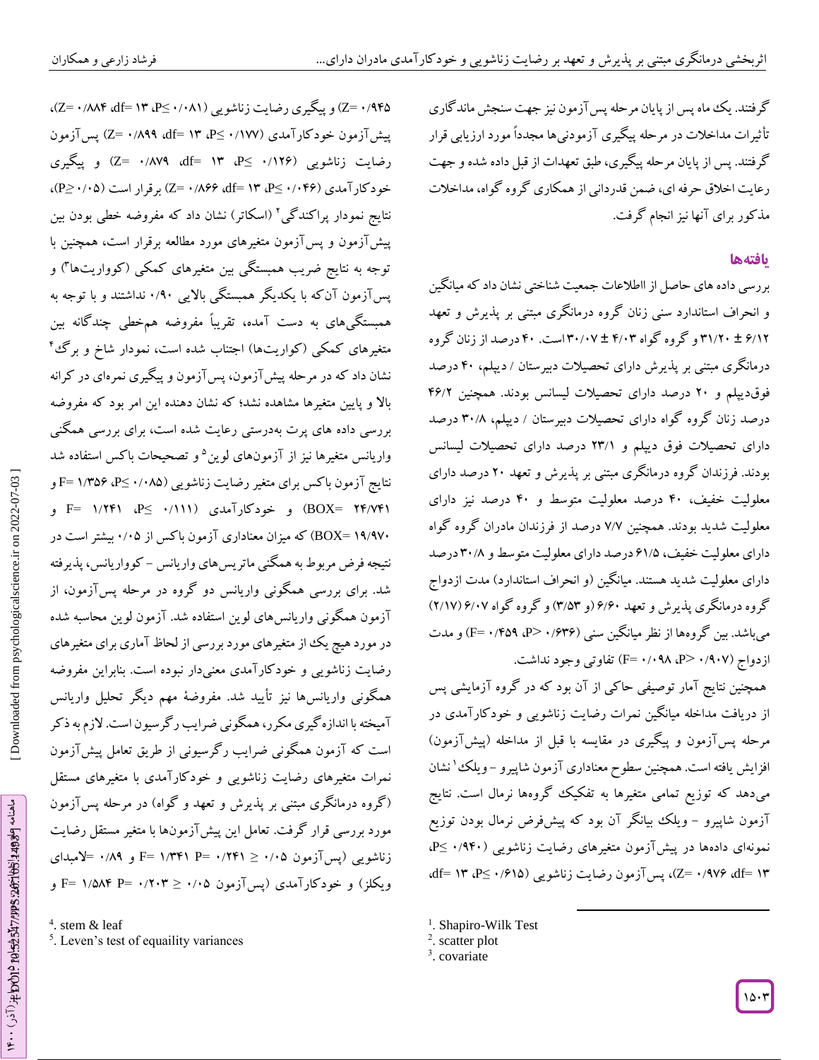گرفتند. یک ماه پس از پایان مرحله پس‌آزمون نیز جهت سنجش ماندگاری تأثیرات مداخلات در مرحله پیگیری آزمودنی‌ها مجدداً مورد ارزیابی قرار گرفتند. پس از پایان مرحله پیگیری، طبق تعهدات از قبل داده شده و جهت رعایت اخلاق حرفه ای، ضمن قدردانی از همکاری گروه گواه، مداخلات مذکور برای آنها نیز انجام گرفت.

## یافته‌ها

بررسی داده های حاصل از ااطلاعات جمعیت شناختی نشان داد که میانگین و انحراف استاندارد سنی زنان گروه درمانگری مبتنی بر پذیرش و تعهد ۶/۱۲ ± ۳۱/۲۰ و گروه گواه ۴/۰۳ ± ۳۰/۰۷ است. ۴۰ درصد از زنان گروه درمانگری مبتنی بر پذیرش دارای تحصیلات دبیرستان / دیپلم، ۴۰ درصد فوق‌دیپلم و ۲۰ درصد دارای تحصیلات لیسانس بودند. همچنین ۴۶/۲ درصد زنان گروه گواه دارای تحصیلات دبیرستان / دیپلم، ۳۰/۸ درصد دارای تحصیلات فوق دیپلم و ۲۳/۱ درصد دارای تحصیلات لیسانس بودند. فرزندان گروه درمانگری مبتنی بر پذیرش و تعهد ۲۰ درصد دارای معلولیت خفیف، ۴۰ درصد معلولیت متوسط و ۴۰ درصد نیز دارای معلولیت شدید بودند. همچنین ۷/۷ درصد از فرزندان مادران گروه گواه دارای معلولیت خفیف، ۶۱/۵ درصد دارای معلولیت متوسط و ۳۰/۸ درصد دارای معلولیت شدید هستند. میانگین (و انحراف استاندارد) مدت ازدواج گروه درمانگری پذیرش و تعهد ۶/۶۰ (و ۳/۵۳) و گروه گواه ۶/۰۷ (۲/۱۷) می‌باشد. بین گروه‌ها از نظر میانگین سنی (۰/۶۳۶ <P، ۰/۴۵۹ =F) و مدت ازدواج (۰/۹۰۷ <P، ۰/۰۹۸ =F) تفاوتی وجود نداشت.

همچنین نتایج آمار توصیفی حاکی از آن بود که در گروه آزمایشی پس از دریافت مداخله میانگین نمرات رضایت زناشویی و خودکارآمدی در مرحله پس‌آزمون و پیگیری در مقایسه با قبل از مداخله (پیش‌آزمون) افزایش یافته است. همچنین سطوح معناداری آزمون شاپیرو - ویلک[1] نشان می‌دهد که توزیع تمامی متغیرها به تفکیک گروه‌ها نرمال است. نتایج آزمون شاپیرو - ویلک بیانگر آن بود که پیش‌فرض نرمال بودن توزیع نمونه‌ای داده‌ها در پیش‌آزمون متغیرهای رضایت زناشویی (۰/۹۴۰≥ P، ۱۳ =df، ۰/۹۷۶ =Z)، پس‌آزمون رضایت زناشویی (۰/۶۱۵ ≥P، ۱۳ =df، ۰/۹۴۵ =Z) و پیگیری رضایت زناشویی (۰/۰۸۱ ≥P، ۱۳ =df، ۰/۸۸۴ =Z)، پیش‌آزمون خودکارآمدی (۰/۱۷۷ ≥P، ۱۳ =df، ۰/۸۹۹ =Z) پس‌آزمون رضایت زناشویی (۰/۱۲۶ ≥P، ۱۳ =df، ۰/۸۷۹ =Z) و پیگیری خودکارآمدی (۰/۰۴۶ ≥P، ۱۳ =df، ۰/۸۶۶ =Z) برقرار است (۰/۰۵≤P)، نتایج نمودار پراکندگی[2] (اسکاتر) نشان داد که مفروضه خطی بودن بین پیش‌آزمون و پس‌آزمون متغیرهای مورد مطالعه برقرار است، همچنین با توجه به نتایج ضریب همبستگی بین متغیرهای کمکی (کوواریت‌ها[3]) و پس‌آزمون آن‌که با یکدیگر همبستگی بالایی ۰/۹۰ نداشتند و با توجه به همبستگی‌های به دست آمده، تقریباً مفروضه هم‌خطی چندگانه بین متغیرهای کمکی (کواریت‌ها) اجتناب شده است، نمودار شاخ و برگ[4] نشان داد که در مرحله پیش‌آزمون، پس‌آزمون و پیگیری نمره‌ای در کرانه بالا و پایین متغیرها مشاهده نشد؛ که نشان دهنده این امر بود که مفروضه بررسی داده های پرت به‌درستی رعایت شده است، برای بررسی همگنی واریانس متغیرها نیز از آزمون‌های لوین[5] و تصحیحات باکس استفاده شد نتایج آزمون باکس برای متغیر رضایت زناشویی (۰/۰۸۵ ≥P، ۱/۳۵۶ =F و ۲۴/۷۴۱ =BOX) و خودکارآمدی (۰/۱۱۱ ≥P، ۱/۲۴۱ =F و ۱۹/۹۷۰ =BOX) که میزان معناداری آزمون باکس از ۰/۰۵ بیشتر است در نتیجه فرض مربوط به همگنی ماتریس‌های واریانس - کوواریانس، پذیرفته شد. برای بررسی همگونی واریانس دو گروه در مرحله پس‌آزمون، از آزمون همگونی واریانس‌های لوین استفاده شد. آزمون لوین محاسبه شده در مورد هیچ یک از متغیرهای مورد بررسی از لحاظ آماری برای متغیرهای رضایت زناشویی و خودکارآمدی معنی‌دار نبوده است. بنابراین مفروضه همگونی واریانس‌ها نیز تأیید شد. مفروضهٔ مهم دیگر تحلیل واریانس آمیخته با اندازه‌گیری مکرر، همگونی ضرایب رگرسیون است. لازم به ذکر است که آزمون همگونی ضرایب رگرسیونی از طریق تعامل پیش‌آزمون نمرات متغیرهای رضایت زناشویی و خودکارآمدی با متغیرهای مستقل (گروه درمانگری مبتنی بر پذیرش و تعهد و گواه) در مرحله پس‌آزمون مورد بررسی قرار گرفت. تعامل این پیش‌آزمون‌ها با متغیر مستقل رضایت زناشویی (پس‌آزمون ۰/۰۵ ≤ ۰/۲۴۱ =P ۱/۳۴۱ =F و ۰/۸۹ =لامبدای ویکلز) و خودکارآمدی (پس‌آزمون ۰/۰۵ ≤ ۰/۲۰۳ =P ۱/۵۸۴ =F و

---

[1]. Shapiro-Wilk Test
[2]. scatter plot
[3]. covariate
[4]. stem & leaf
[5]. Leven's test of equaility variances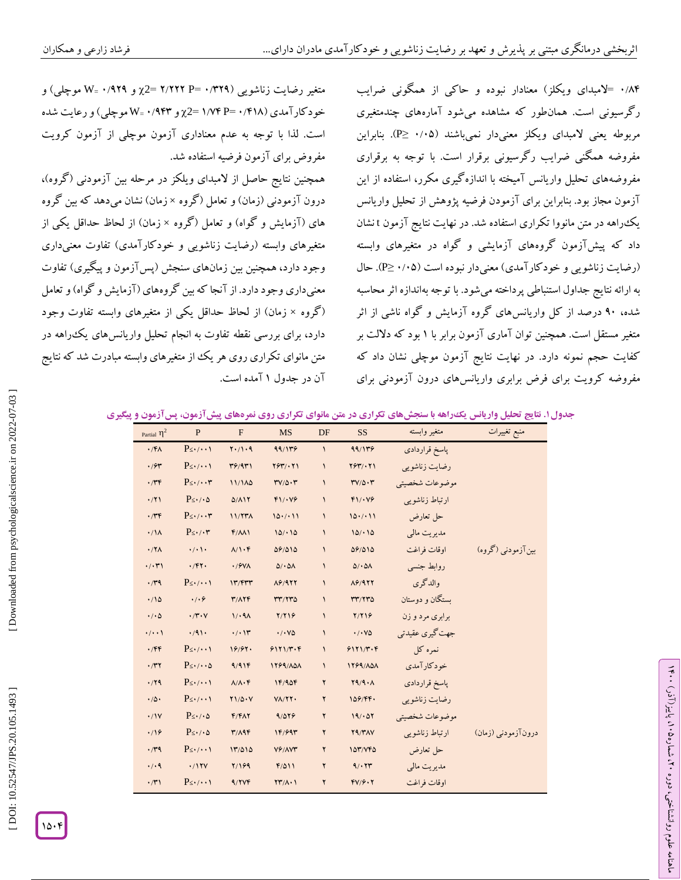۰/۸۴ =لامبدای ویکلز) معنادار نبوده و حاکی از همگونی ضرایب رگرسیونی است. همان‌طور که مشاهده می‌شود آماره‌های چندمتغیری مربوطه یعنی لامبدای ویکلز معنی‌دار نمی‌باشند (P≥ ۰/۰۵). بنابراین مفروضه همگنی ضرایب رگرسیونی برقرار است. با توجه به برقراری مفروضه‌های تحلیل واریانس آمیخته با اندازه‌گیری مکرر، استفاده از این آزمون مجاز بود. بنابراین برای آزمودن فرضیه پژوهش از تحلیل واریانس یک‌راهه در متن مانووا تکراری استفاده شد. در نهایت نتایج آزمون t نشان داد که پیش‌آزمون گروه‌های آزمایشی و گواه در متغیرهای وابسته (رضایت زناشویی و خودکارآمدی) معنی‌دار نبوده است (P≥ ۰/۰۵). حال به ارائه نتایج جداول استنباطی پرداخته می‌شود. با توجه به‌اندازه اثر محاسبه شده، ۹۰ درصد از کل واریانس‌های گروه آزمایش و گواه ناشی از اثر متغیر مستقل است. همچنین توان آماری آزمون برابر با ۱ بود که دلالت بر کفایت حجم نمونه دارد. در نهایت نتایج آزمون موچلی نشان داد که مفروضه کرویت برای فرض برابری واریانس‌های درون آزمودنی برای متغیر رضایت زناشویی (۰/۳۲۹ =P ۲/۲۲۲ =χ2 و ۰/۹۲۹ =W موچلی) و خودکارآمدی (۰/۴۱۸ =P ۱/۷۴ =χ2 و ۰/۹۴۳ =W موچلی) و رعایت شده است. لذا با توجه به عدم معناداری آزمون موچلی از آزمون کرویت مفروض برای آزمون فرضیه استفاده شد.

همچنین نتایج حاصل از لامبدای ویلکز در مرحله بین آزمودنی (گروه)، درون آزمودنی (زمان) و تعامل (گروه × زمان) نشان می‌دهد که بین گروه های (آزمایش و گواه) و تعامل (گروه × زمان) از لحاظ حداقل یکی از متغیرهای وابسته (رضایت زناشویی و خودکارآمدی) تفاوت معنی‌داری وجود دارد، همچنین بین زمان‌های سنجش (پس‌آزمون و پیگیری) تفاوت معنی‌داری وجود دارد. از آنجا که بین گروه‌های (آزمایش و گواه) و تعامل (گروه × زمان) از لحاظ حداقل یکی از متغیرهای وابسته تفاوت وجود دارد، برای بررسی نقطه تفاوت به انجام تحلیل واریانس‌های یک‌راهه در متن مانوای تکراری روی هر یک از متغیرهای وابسته مبادرت شد که نتایج آن در جدول ۱ آمده است.

**جدول ۱. نتایج تحلیل واریانس یک‌راهه با سنجش‌های تکراری در متن مانوای تکراری روی نمره‌های پیش‌آزمون، پس‌آزمون و پیگیری**

| منبع تغییرات | متغیر وابسته | SS | DF | MS | F | P | Partial $\eta^2$ |
|---|---|---|---|---|---|---|---|
| بین‌آزمودنی (گروه) | پاسخ قراردادی | ۹۹/۱۳۶ | ۱ | ۹۹/۱۳۶ | ۲۰/۱۰۹ | P≤۰/۰۰۱ | ۰/۴۸ |
| | رضایت زناشویی | ۲۶۳/۰۲۱ | ۱ | ۲۶۳/۰۲۱ | ۳۶/۹۳۱ | P≤۰/۰۰۱ | ۰/۶۳ |
| | موضوعات شخصیتی | ۳۷/۵۰۳ | ۱ | ۳۷/۵۰۳ | ۱۱/۱۸۵ | P≤۰/۰۰۳ | ۰/۳۴ |
| | ارتباط زناشویی | ۴۱/۰۷۶ | ۱ | ۴۱/۰۷۶ | ۵/۸۱۲ | P≤۰/۰۵ | ۰/۲۱ |
| | حل تعارض | ۱۵۰/۰۱۱ | ۱ | ۱۵۰/۰۱۱ | ۱۱/۲۳۸ | P≤۰/۰۰۳ | ۰/۳۴ |
| | مدیریت مالی | ۱۵/۰۱۵ | ۱ | ۱۵/۰۱۵ | ۴/۸۸۱ | P≤۰/۰۳ | ۰/۱۸ |
| | اوقات فراغت | ۵۶/۵۱۵ | ۱ | ۵۶/۵۱۵ | ۸/۱۰۴ | ۰/۰۱۰ | ۰/۲۸ |
| | روابط جنسی | ۵/۰۵۸ | ۱ | ۵/۰۵۸ | ۰/۶۷۸ | ۰/۴۲۰ | ۰/۰۳۱ |
| | والدگری | ۸۶/۹۲۲ | ۱ | ۸۶/۹۲۲ | ۱۳/۴۳۳ | P≤۰/۰۰۱ | ۰/۳۹ |
| | بستگان و دوستان | ۳۳/۲۳۵ | ۱ | ۳۳/۲۳۵ | ۳/۸۲۴ | ۰/۰۶ | ۰/۱۵ |
| | برابری مرد و زن | ۲/۲۱۶ | ۱ | ۲/۲۱۶ | ۱/۰۹۸ | ۰/۳۰۷ | ۰/۰۵ |
| | جهت‌گیری عقیدتی | ۰/۰۷۵ | ۱ | ۰/۰۷۵ | ۰/۰۱۳ | ۰/۹۱۰ | ۰/۰۰۱ |
| | نمره کل | ۶۱۲۱/۳۰۴ | ۱ | ۶۱۲۱/۳۰۴ | ۱۶/۶۲۰ | P≤۰/۰۰۱ | ۰/۴۴ |
| | خودکارآمدی | ۱۲۶۹/۸۵۸ | ۱ | ۱۲۶۹/۸۵۸ | ۹/۹۱۴ | P≤۰/۰۰۵ | ۰/۳۲ |
| درون‌آزمودنی (زمان) | پاسخ قراردادی | ۲۹/۹۰۸ | ۲ | ۱۴/۹۵۴ | ۸/۸۰۴ | P≤۰/۰۰۱ | ۰/۲۹ |
| | رضایت زناشویی | ۱۵۶/۴۴۰ | ۲ | ۷۸/۲۲۰ | ۲۱/۵۰۷ | P≤۰/۰۰۱ | ۰/۵۰ |
| | موضوعات شخصیتی | ۱۹/۰۵۲ | ۲ | ۹/۵۲۶ | ۴/۴۸۲ | P≤۰/۰۵ | ۰/۱۷ |
| | ارتباط زناشویی | ۲۹/۳۸۷ | ۲ | ۱۴/۶۹۳ | ۳/۸۹۴ | P≤۰/۰۵ | ۰/۱۶ |
| | حل تعارض | ۱۵۳/۷۴۵ | ۲ | ۷۶/۸۷۳ | ۱۳/۵۱۵ | P≤۰/۰۰۱ | ۰/۳۹ |
| | مدیریت مالی | ۹/۰۲۳ | ۲ | ۴/۵۱۱ | ۲/۱۶۹ | ۰/۱۲۷ | ۰/۰۹ |
| | اوقات فراغت | ۴۷/۶۰۲ | ۲ | ۲۳/۸۰۱ | ۹/۲۷۴ | P≤۰/۰۰۱ | ۰/۳۱ |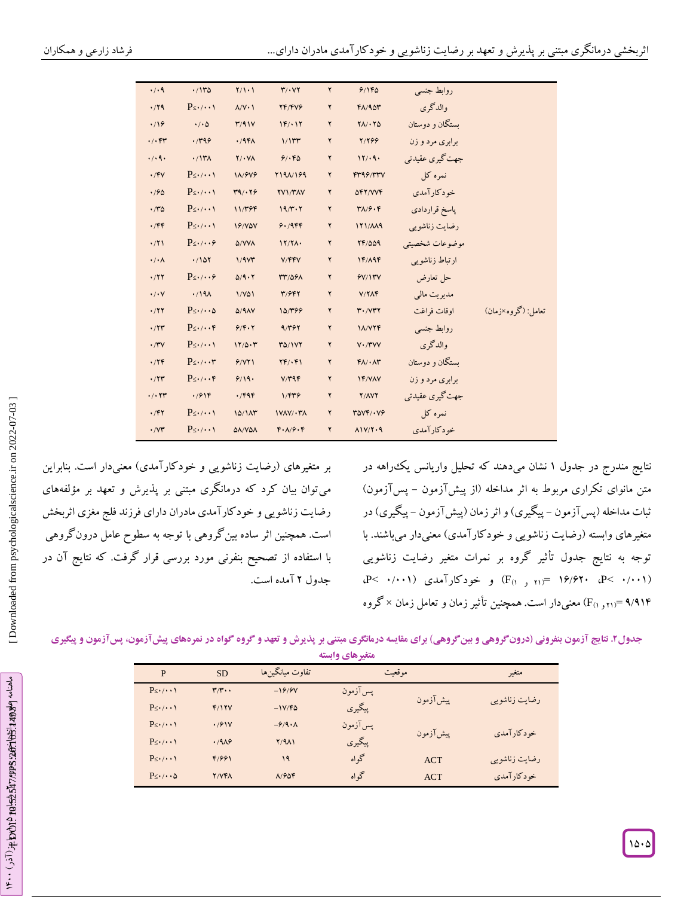|  |  |  |  |  |  |  |
|---|---|---|---|---|---|---|
|  | روابط جنسی | ۶/۱۴۵ | ۲ | ۳/۰۷۲ | ۲/۱۰۱ | ۰/۱۳۵ | ۰/۰۹ |
|  | والدگری | ۴۸/۹۵۳ | ۲ | ۲۴/۴۷۶ | ۸/۷۰۱ | P≤۰/۰۰۱ | ۰/۲۹ |
|  | بستگان و دوستان | ۲۸/۰۲۵ | ۲ | ۱۴/۰۱۲ | ۳/۹۱۷ | ۰/۰۵ | ۰/۱۶ |
|  | برابری مرد و زن | ۲/۲۶۶ | ۲ | ۱/۱۳۳ | ۰/۹۴۸ | ۰/۳۹۶ | ۰/۰۴۳ |
|  | جهت‌گیری عقیدتی | ۱۲/۰۹۰ | ۲ | ۶/۰۴۵ | ۲/۰۷۸ | ۰/۱۳۸ | ۰/۰۹۰ |
|  | نمره کل | ۴۳۹۶/۳۳۷ | ۲ | ۲۱۹۸/۱۶۹ | ۱۸/۶۷۶ | P≤۰/۰۰۱ | ۰/۴۷ |
|  | خودکارآمدی | ۵۴۲/۷۷۴ | ۲ | ۲۷۱/۳۸۷ | ۳۹/۰۲۶ | P≤۰/۰۰۱ | ۰/۶۵ |
| تعامل: (گروه×زمان) | پاسخ قراردادی | ۳۸/۶۰۴ | ۲ | ۱۹/۳۰۲ | ۱۱/۳۶۴ | P≤۰/۰۰۱ | ۰/۳۵ |
|  | رضایت زناشویی | ۱۲۱/۸۸۹ | ۲ | ۶۰/۹۴۴ | ۱۶/۷۵۷ | P≤۰/۰۰۱ | ۰/۴۴ |
|  | موضوعات شخصیتی | ۲۴/۵۵۹ | ۲ | ۱۲/۲۸۰ | ۵/۷۷۸ | P≤۰/۰۰۶ | ۰/۲۱ |
|  | ارتباط زناشویی | ۱۴/۸۹۴ | ۲ | ۷/۴۴۷ | ۱/۹۷۳ | ۰/۱۵۲ | ۰/۰۸ |
|  | حل تعارض | ۶۷/۱۳۷ | ۲ | ۳۳/۵۶۸ | ۵/۹۰۲ | P≤۰/۰۰۶ | ۰/۲۲ |
|  | مدیریت مالی | ۷/۲۸۴ | ۲ | ۳/۶۴۲ | ۱/۷۵۱ | ۰/۱۹۸ | ۰/۰۷ |
|  | اوقات فراغت | ۳۰/۷۳۲ | ۲ | ۱۵/۳۶۶ | ۵/۹۸۷ | P≤۰/۰۰۵ | ۰/۲۲ |
|  | روابط جنسی | ۱۸/۷۲۴ | ۲ | ۹/۳۶۲ | ۶/۴۰۲ | P≤۰/۰۰۴ | ۰/۲۳ |
|  | والدگری | ۷۰/۳۷۷ | ۲ | ۳۵/۱۷۲ | ۱۲/۵۰۳ | P≤۰/۰۰۱ | ۰/۳۷ |
|  | بستگان و دوستان | ۴۸/۰۸۳ | ۲ | ۲۴/۰۴۱ | ۶/۷۲۱ | P≤۰/۰۰۳ | ۰/۲۴ |
|  | برابری مرد و زن | ۱۴/۷۸۷ | ۲ | ۷/۳۹۴ | ۶/۱۹۰ | P≤۰/۰۰۴ | ۰/۲۳ |
|  | جهت‌گیری عقیدتی | ۲/۸۷۲ | ۲ | ۱/۴۳۶ | ۰/۴۹۴ | ۰/۶۱۴ | ۰/۰۲۳ |
|  | نمره کل | ۳۵۷۴/۰۷۶ | ۲ | ۱۷۸۷/۰۳۸ | ۱۵/۱۸۳ | P≤۰/۰۰۱ | ۰/۴۲ |
|  | خودکارآمدی | ۸۱۷/۲۰۹ | ۲ | ۴۰۸/۶۰۴ | ۵۸/۷۵۸ | P≤۰/۰۰۱ | ۰/۷۳ |

نتایج مندرج در جدول ۱ نشان می‌دهند که تحلیل واریانس یک‌راهه در متن مانوای تکراری مربوط به اثر مداخله (از پیش‌آزمون - پس‌آزمون) ثبات مداخله (پس‌آزمون - پیگیری) و اثر زمان (پیش‌آزمون - پیگیری) در متغیرهای وابسته (رضایت زناشویی و خودکارآمدی) معنی‌دار می‌باشند. با توجه به نتایج جدول تأثیر گروه بر نمرات متغیر رضایت زناشویی ($F_{(1, 21)}$= ۱۶/۶۲۰، P< ۰/۰۰۱) و خودکارآمدی (P< ۰/۰۰۱، $F_{(1, 21)}$= ۹/۹۱۴) معنی‌دار است. همچنین تأثیر زمان و تعامل زمان × گروه بر متغیرهای (رضایت زناشویی و خودکارآمدی) معنی‌دار است. بنابراین می‌توان بیان کرد که درمانگری مبتنی بر پذیرش و تعهد بر مؤلفه‌های رضایت زناشویی و خودکارآمدی مادران دارای فرزند فلج مغزی اثربخش است. همچنین اثر ساده بین‌گروهی با توجه به سطوح عامل درون‌گروهی با استفاده از تصحیح بنفرنی مورد بررسی قرار گرفت. که نتایج آن در جدول ۲ آمده است.

**جدول۲. نتایج آزمون بنفرونی (درون‌گروهی و بین‌گروهی) برای مقایسه درمانگری مبتنی بر پذیرش و تعهد و گروه گواه در نمره‌های پیش‌آزمون، پس‌آزمون و پیگیری متغیرهای وابسته**

| متغیر | موقعیت | | تفاوت میانگین‌ها | SD | P |
|---|---|---|---|---|---|
| رضایت زناشویی | پیش‌آزمون | پس‌آزمون | ‎-۱۶/۶۷ | ۳/۳۰۰ | P≤۰/۰۰۱ |
| | | پیگیری | ‎-۱۷/۴۵ | ۴/۱۲۷ | P≤۰/۰۰۱ |
| خودکارآمدی | پیش‌آزمون | پس‌آزمون | ‎-۶/۹۰۸ | ۰/۶۱۷ | P≤۰/۰۰۱ |
| | | پیگیری | ۲/۹۸۱ | ۰/۹۸۶ | P≤۰/۰۰۱ |
| رضایت زناشویی | ACT | گواه | ۱۹ | ۴/۶۶۱ | P≤۰/۰۰۱ |
| خودکارآمدی | ACT | گواه | ۸/۶۵۴ | ۲/۷۴۸ | P≤۰/۰۰۵ |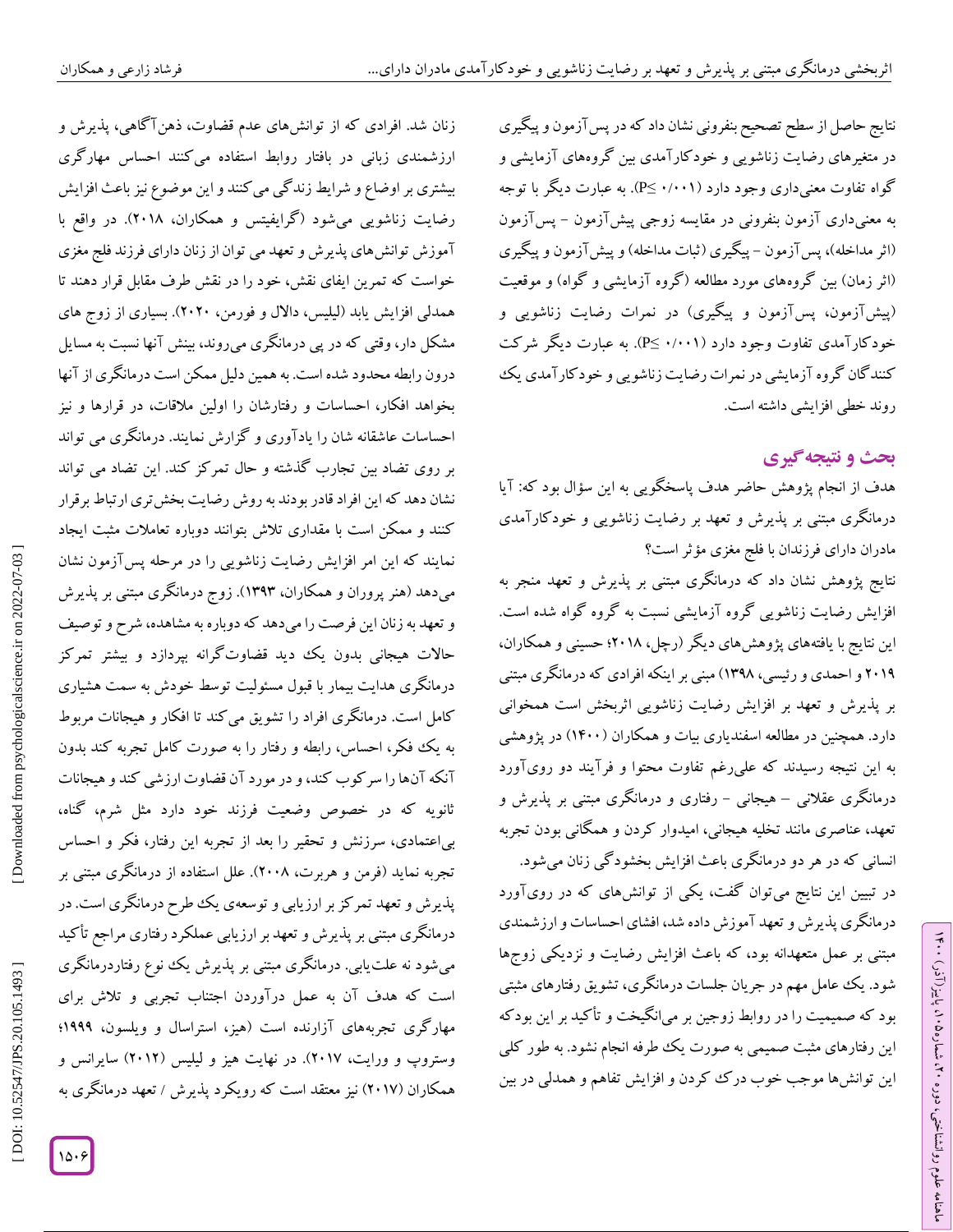نتایج حاصل از سطح تصحیح بنفرونی نشان داد که در پس‌آزمون و پیگیری در متغیرهای رضایت زناشویی و خودکارآمدی بین گروه‌های آزمایشی و گواه تفاوت معنی‌داری وجود دارد (P≤ ۰/۰۰۱). به عبارت دیگر با توجه به معنی‌داری آزمون بنفرونی در مقایسه زوجی پیش‌آزمون - پس‌آزمون (اثر مداخله)، پس‌آزمون - پیگیری (ثبات مداخله) و پیش‌آزمون و پیگیری (اثر زمان) بین گروه‌های مورد مطالعه (گروه آزمایشی و گواه) و موقعیت (پیش‌آزمون، پس‌آزمون و پیگیری) در نمرات رضایت زناشویی و خودکارآمدی تفاوت وجود دارد (P≤ ۰/۰۰۱). به عبارت دیگر شرکت کنندگان گروه آزمایشی در نمرات رضایت زناشویی و خودکارآمدی یک روند خطی افزایشی داشته است.

## بحث و نتیجه‌گیری

هدف از انجام پژوهش حاضر هدف پاسخگویی به این سؤال بود که: آیا درمانگری مبتنی بر پذیرش و تعهد بر رضایت زناشویی و خودکارآمدی مادران دارای فرزندان با فلج مغزی مؤثر است؟

نتایج پژوهش نشان داد که درمانگری مبتنی بر پذیرش و تعهد منجر به افزایش رضایت زناشویی گروه آزمایشی نسبت به گروه گواه شده است. این نتایج با یافته‌های پژوهش‌های دیگر (رچل، ۲۰۱۸؛ حسینی و همکاران، ۲۰۱۹ و احمدی و رئیسی، ۱۳۹۸) مبنی بر اینکه افرادی که درمانگری مبتنی بر پذیرش و تعهد بر افزایش رضایت زناشویی اثربخش است همخوانی دارد. همچنین در مطالعه اسفندیاری بیات و همکاران (۱۴۰۰) در پژوهشی به این نتیجه رسیدند که علی‌رغم تفاوت محتوا و فرآیند دو روی‌آورد درمانگری عقلانی – هیجانی - رفتاری و درمانگری مبتنی بر پذیرش و تعهد، عناصری مانند تخلیه هیجانی، امیدوار کردن و همگانی بودن تجربه انسانی که در هر دو درمانگری باعث افزایش بخشودگی زنان می‌شود.

در تبیین این نتایج می‌توان گفت، یکی از توانش‌های که در روی‌آورد درمانگری پذیرش و تعهد آموزش داده شد، افشای احساسات و ارزشمندی مبتنی بر عمل متعهدانه بود، که باعث افزایش رضایت و نزدیکی زوج‌ها شود. یک عامل مهم در جریان جلسات درمانگری، تشویق رفتارهای مثبتی بود که صمیمیت را در روابط زوجین بر می‌انگیخت و تأکید بر این بود که این رفتارهای مثبت صمیمی به صورت یک طرفه انجام نشود. به طور کلی این توانش‌ها موجب خوب درک کردن و افزایش تفاهم و همدلی در بین زنان شد. افرادی که از توانش‌های عدم قضاوت، ذهن‌آگاهی، پذیرش و ارزشمندی زبانی در بافتار روابط استفاده می‌کنند احساس مهارگری بیشتری بر اوضاع و شرایط زندگی می‌کنند و این موضوع نیز باعث افزایش رضایت زناشویی می‌شود (گرایفیتس و همکاران، ۲۰۱۸). در واقع با آموزش توانش‌های پذیرش و تعهد می توان از زنان دارای فرزند فلج مغزی خواست که تمرین ایفای نقش، خود را در نقش طرف مقابل قرار دهند تا همدلی افزایش یابد (لیلیس، دالال و فورمن، ۲۰۲۰). بسیاری از زوج های مشکل دار، وقتی که در پی درمانگری می‌روند، بینش آنها نسبت به مسایل درون رابطه محدود شده است. به همین دلیل ممکن است درمانگری از آنها بخواهد افکار، احساسات و رفتارشان را اولین ملاقات، در قرارها و نیز احساسات عاشقانه شان را یادآوری و گزارش نمایند. درمانگری می تواند بر روی تضاد بین تجارب گذشته و حال تمرکز کند. این تضاد می تواند نشان دهد که این افراد قادر بودند به روش رضایت بخش‌تری ارتباط برقرار کنند و ممکن است با مقداری تلاش بتوانند دوباره تعاملات مثبت ایجاد نمایند که این امر افزایش رضایت زناشویی را در مرحله پس‌آزمون نشان می‌دهد (هنر پروران و همکاران، ۱۳۹۳). زوج درمانگری مبتنی بر پذیرش و تعهد به زنان این فرصت را می‌دهد که دوباره به مشاهده، شرح و توصیف حالات هیجانی بدون یک دید قضاوت‌گرانه بپردازد و بیشتر تمرکز درمانگری هدایت بیمار با قبول مسئولیت توسط خودش به سمت هشیاری کامل است. درمانگری افراد را تشویق می‌کند تا افکار و هیجانات مربوط به یک فکر، احساس، رابطه و رفتار را به صورت کامل تجربه کند بدون آنکه آن‌ها را سرکوب کند، و در مورد آن قضاوت ارزشی کند و هیجانات ثانویه که در خصوص وضعیت فرزند خود دارد مثل شرم، گناه، بی‌اعتمادی، سرزنش و تحقیر را بعد از تجربه این رفتار، فکر و احساس تجربه نماید (فرمن و هربرت، ۲۰۰۸). علل استفاده از درمانگری مبتنی بر پذیرش و تعهد تمرکز بر ارزیابی و توسعه‌ی یک طرح درمانگری است. در درمانگری مبتنی بر پذیرش و تعهد بر ارزیابی عملکرد رفتاری مراجع تأکید می‌شود نه علت‌یابی. درمانگری مبتنی بر پذیرش یک نوع رفتاردرمانگری است که هدف آن به عمل درآوردن اجتناب تجربی و تلاش برای مهارگری تجربه‌های آزارنده است (هیز، استراسال و ویلسون، ۱۹۹۹؛ وستروپ و ورایت، ۲۰۱۷). در نهایت هیز و لیلیس (۲۰۱۲) سایرانس و همکاران (۲۰۱۷) نیز معتقد است که رویکرد پذیرش / تعهد درمانگری به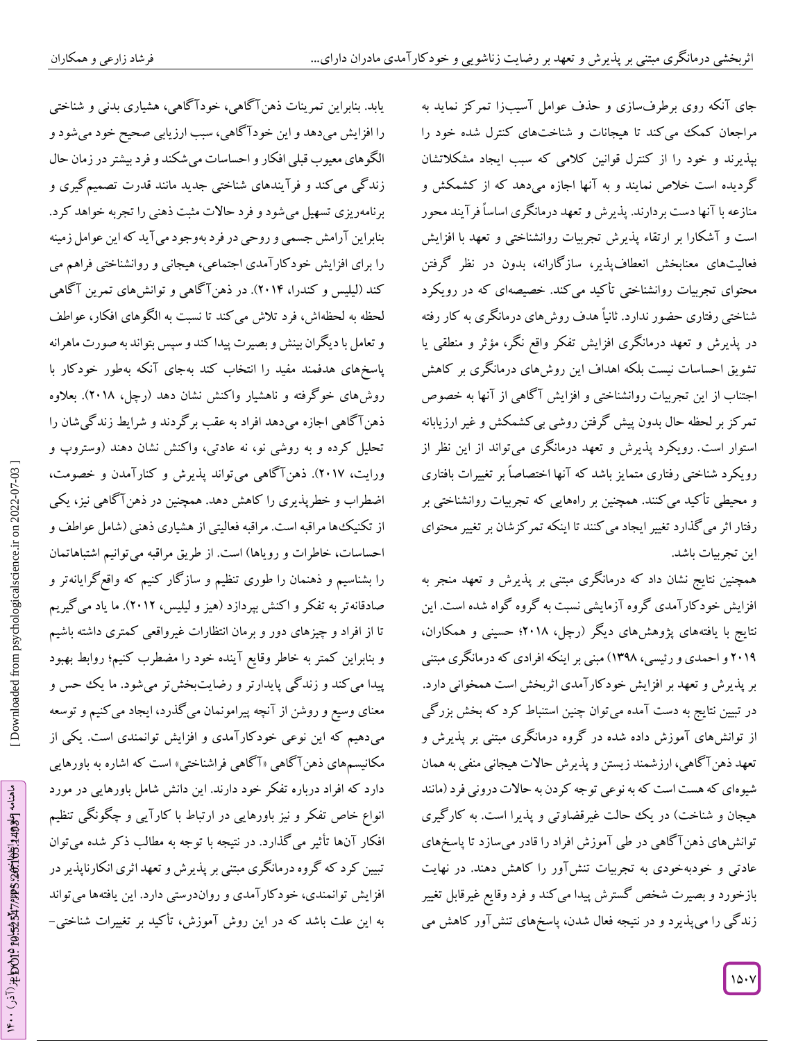جای آنکه روی برطرف‌سازی و حذف عوامل آسیب‌زا تمرکز نماید به مراجعان کمک می‌کند تا هیجانات و شناخت‌های کنترل شده خود را بپذیرند و خود را از کنترل قوانین کلامی که سبب ایجاد مشکلاتشان گردیده است خلاص نمایند و به آنها اجازه می‌دهد که از کشمکش و منازعه با آنها دست بردارند. پذیرش و تعهد درمانگری اساساً فرآیند محور است و آشکارا بر ارتقاء پذیرش تجربیات روانشناختی و تعهد با افزایش فعالیت‌های معنابخش انعطاف‌پذیر، سازگارانه، بدون در نظر گرفتن محتوای تجربیات روانشناختی تأکید می‌کند. خصیصه‌ای که در رویکرد شناختی رفتاری حضور ندارد. ثانیاً هدف روش‌های درمانگری به کار رفته در پذیرش و تعهد درمانگری افزایش تفکر واقع نگر، مؤثر و منطقی یا تشویق احساسات نیست بلکه اهداف این روش‌های درمانگری بر کاهش اجتناب از این تجربیات روانشناختی و افزایش آگاهی از آنها به خصوص تمرکز بر لحظه حال بدون پیش گرفتن روشی بی‌کشمکش و غیر ارزیابانه استوار است. رویکرد پذیرش و تعهد درمانگری می‌تواند از این نظر از رویکرد شناختی رفتاری متمایز باشد که آنها اختصاصاً بر تغییرات بافتاری و محیطی تأکید می‌کنند. همچنین بر راه‌هایی که تجربیات روانشناختی بر رفتار اثر می‌گذارد تغییر ایجاد می‌کنند تا اینکه تمرکزشان بر تغییر محتوای این تجربیات باشد.

همچنین نتایج نشان داد که درمانگری مبتنی بر پذیرش و تعهد منجر به افزایش خودکارآمدی گروه آزمایشی نسبت به گروه گواه شده است. این نتایج با یافته‌های پژوهش‌های دیگر (رچل، ۲۰۱۸؛ حسینی و همکاران، ۲۰۱۹ و احمدی و رئیسی، ۱۳۹۸) مبنی بر اینکه افرادی که درمانگری مبتنی بر پذیرش و تعهد بر افزایش خودکارآمدی اثربخش است همخوانی دارد. در تبیین نتایج به دست آمده می‌توان چنین استنباط کرد که بخش بزرگی از توانش‌های آموزش داده شده در گروه درمانگری مبتنی بر پذیرش و تعهد ذهن‌آگاهی، ارزشمند زیستن و پذیرش حالات هیجانی منفی به همان شیوه‌ای که هست است که به نوعی توجه کردن به حالات درونی فرد (مانند هیجان و شناخت) در یک حالت غیرقضاوتی و پذیرا است. به کارگیری توانش‌های ذهن‌آگاهی در طی آموزش افراد را قادر می‌سازد تا پاسخ‌های عادتی و خودبه‌خودی به تجربیات تنش‌آور را کاهش دهند. در نهایت بازخورد و بصیرت شخص گسترش پیدا می‌کند و فرد وقایع غیرقابل تغییر زندگی را می‌پذیرد و در نتیجه فعال شدن، پاسخ‌های تنش‌آور کاهش می یابد. بنابراین تمرینات ذهن‌آگاهی، خودآگاهی، هشیاری بدنی و شناختی را افزایش می‌دهد و این خودآگاهی، سبب ارزیابی صحیح خود می‌شود و الگوهای معیوب قبلی افکار و احساسات می‌شکند و فرد بیشتر در زمان حال زندگی می‌کند و فرآیندهای شناختی جدید مانند قدرت تصمیم‌گیری و برنامه‌ریزی تسهیل می‌شود و فرد حالات مثبت ذهنی را تجربه خواهد کرد. بنابراین آرامش جسمی و روحی در فرد به‌وجود می‌آید که این عوامل زمینه را برای افزایش خودکارآمدی اجتماعی، هیجانی و روانشناختی فراهم می کند (لیلیس و کندرا، ۲۰۱۴). در ذهن‌آگاهی و توانش‌های تمرین آگاهی لحظه به لحظه‌اش، فرد تلاش می‌کند تا نسبت به الگوهای افکار، عواطف و تعامل با دیگران بینش و بصیرت پیدا کند و سپس بتواند به صورت ماهرانه پاسخ‌های هدفمند مفید را انتخاب کند به‌جای آنکه به‌طور خودکار با روش‌های خوگرفته و ناهشیار واکنش نشان دهد (رچل، ۲۰۱۸). بعلاوه ذهن‌آگاهی اجازه می‌دهد افراد به عقب برگردند و شرایط زندگی‌شان را تحلیل کرده و به روشی نو، نه عادتی، واکنش نشان دهند (وستروپ و ورایت، ۲۰۱۷). ذهن‌آگاهی می‌تواند پذیرش و کنارآمدن و خصومت، اضطراب و خطرپذیری را کاهش دهد. همچنین در ذهن‌آگاهی نیز، یکی از تکنیک‌ها مراقبه است. مراقبه فعالیتی از هشیاری ذهنی (شامل عواطف و احساسات، خاطرات و رویاها) است. از طریق مراقبه می‌توانیم اشتباهاتمان را بشناسیم و ذهنمان را طوری تنظیم و سازگار کنیم که واقع‌گرایانه‌تر و صادقانه‌تر به تفکر و اکنش بپردازد (هیز و لیلیس، ۲۰۱۲). ما یاد می‌گیریم تا از افراد و چیزهای دور و برمان انتظارات غیرواقعی کمتری داشته باشیم و بنابراین کمتر به خاطر وقایع آینده خود را مضطرب کنیم؛ روابط بهبود پیدا می‌کند و زندگی پایدارتر و رضایت‌بخش‌تر می‌شود. ما یک حس و معنای وسیع و روشن از آنچه پیرامونمان می‌گذرد، ایجاد می‌کنیم و توسعه می‌دهیم که این نوعی خودکارآمدی و افزایش توانمندی است. یکی از مکانیسم‌های ذهن‌آگاهی «آگاهی فراشناختی» است که اشاره به باورهایی دارد که افراد درباره تفکر خود دارند. این دانش شامل باورهایی در مورد انواع خاص تفکر و نیز باورهایی در ارتباط با کارآیی و چگونگی تنظیم افکار آنها تأثیر می‌گذارد. در نتیجه با توجه به مطالب ذکر شده می‌توان تبیین کرد که گروه درمانگری مبتنی بر پذیرش و تعهد اثری انکارناپذیر در افزایش توانمندی، خودکارآمدی و روان‌درستی دارد. این یافته‌ها می‌تواند به این علت باشد که در این روش آموزش، تأکید بر تغییرات شناختی-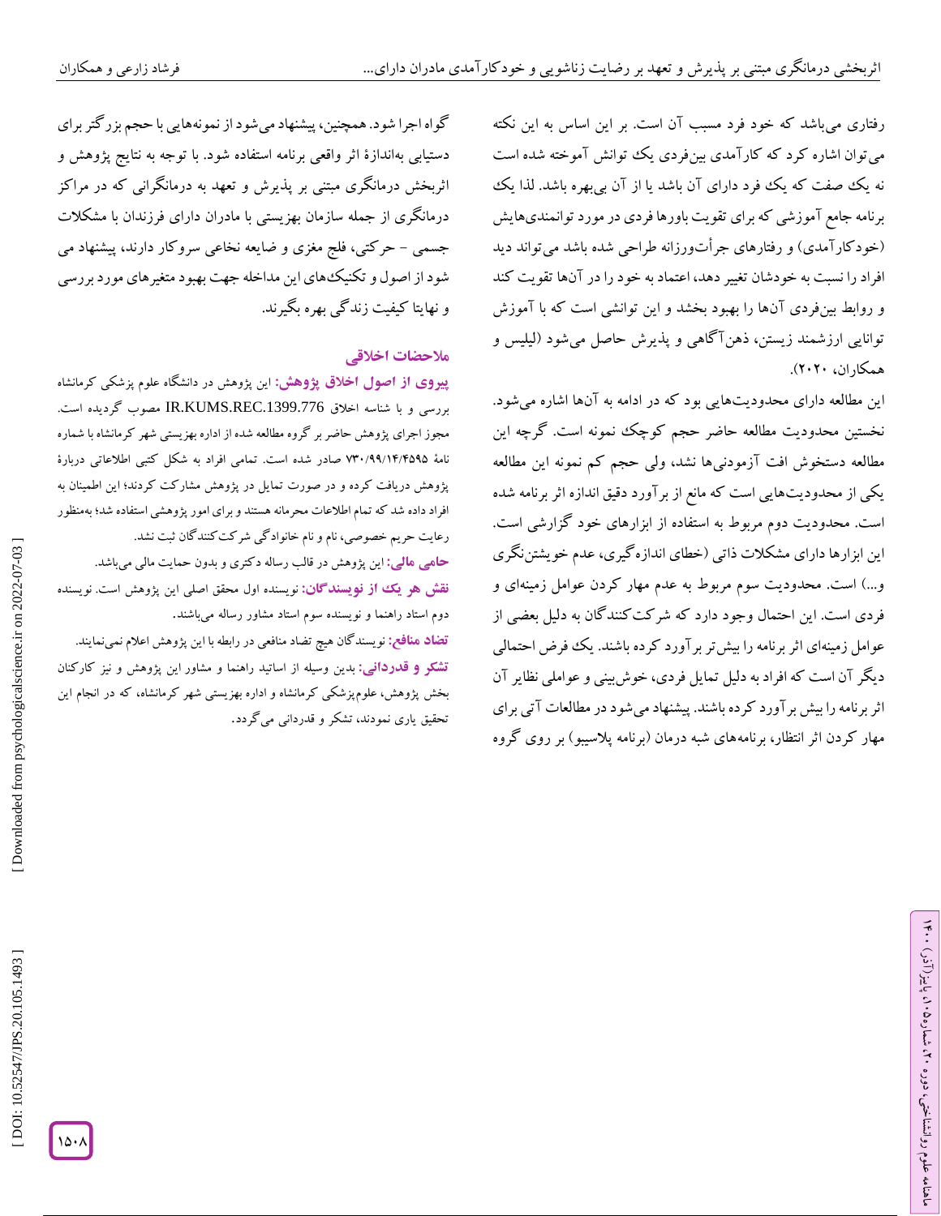رفتاری می‌باشد که خود فرد مسبب آن است. بر این اساس به این نکته می‌توان اشاره کرد که کارآمدی بین‌فردی یک توانش آموخته شده است نه یک صفت که یک فرد دارای آن باشد یا از آن بی‌بهره باشد. لذا یک برنامه جامع آموزشی که برای تقویت باورها فردی در مورد توانمندی‌هایش (خودکارآمدی) و رفتارهای جرأت‌ورزانه طراحی شده باشد می‌تواند دید افراد را نسبت به خودشان تغییر دهد، اعتماد به خود را در آن‌ها تقویت کند و روابط بین‌فردی آن‌ها را بهبود بخشد و این توانشی است که با آموزش توانایی ارزشمند زیستن، ذهن‌آگاهی و پذیرش حاصل می‌شود (لیلیس و همکاران، ۲۰۲۰).

این مطالعه دارای محدودیت‌هایی بود که در ادامه به آن‌ها اشاره می‌شود. نخستین محدودیت مطالعه حاضر حجم کوچک نمونه است. گرچه این مطالعه دستخوش افت آزمودنی‌ها نشد، ولی حجم کم نمونه این مطالعه یکی از محدودیت‌هایی است که مانع از برآورد دقیق اندازه اثر برنامه شده است. محدودیت دوم مربوط به استفاده از ابزارهای خود گزارشی است. این ابزارها دارای مشکلات ذاتی (خطای اندازه‌گیری، عدم خویشتن‌نگری و...) است. محدودیت سوم مربوط به عدم مهار کردن عوامل زمینه‌ای و فردی است. این احتمال وجود دارد که شرکت‌کنندگان به دلیل بعضی از عوامل زمینه‌ای اثر برنامه را بیش‌تر برآورد کرده باشند. یک فرض احتمالی دیگر آن است که افراد به دلیل تمایل فردی، خوش‌بینی و عواملی نظایر آن اثر برنامه را بیش برآورد کرده باشند. پیشنهاد می‌شود در مطالعات آتی برای مهار کردن اثر انتظار، برنامه‌های شبه درمان (برنامه پلاسیبو) بر روی گروه گواه اجرا شود. همچنین، پیشنهاد می‌شود از نمونه‌هایی با حجم بزرگ‌تر برای دستیابی به‌اندازهٔ اثر واقعی برنامه استفاده شود. با توجه به نتایج پژوهش و اثربخش درمانگری مبتنی بر پذیرش و تعهد به درمانگرانی که در مراکز درمانگری از جمله سازمان بهزیستی با مادران دارای فرزندان با مشکلات جسمی - حرکتی، فلج مغزی و ضایعه نخاعی سروکار دارند، پیشنهاد می شود از اصول و تکنیک‌های این مداخله جهت بهبود متغیرهای مورد بررسی و نهایتا کیفیت زندگی بهره بگیرند.

## ملاحضات اخلاقی

**پیروی از اصول اخلاق پژوهش:** این پژوهش در دانشگاه علوم پزشکی کرمانشاه بررسی و با شناسه اخلاق IR.KUMS.REC.1399.776 مصوب گردیده است. مجوز اجرای پژوهش حاضر بر گروه مطالعه شده از اداره بهزیستی شهر کرمانشاه با شماره نامهٔ ۷۳۰/۹۹/۱۴/۴۵۹۵ صادر شده است. تمامی افراد به شکل کتبی اطلاعاتی دربارهٔ پژوهش دریافت کرده و در صورت تمایل در پژوهش مشارکت کردند؛ این اطمینان به افراد داده شد که تمام اطلاعات محرمانه هستند و برای امور پژوهشی استفاده شد؛ به‌منظور رعایت حریم خصوصی، نام و نام خانوادگی شرکت‌کنندگان ثبت نشد.

**حامی مالی:** این پژوهش در قالب رساله دکتری و بدون حمایت مالی می‌باشد.

**نقش هر یک از نویسندگان:** نویسنده اول محقق اصلی این پژوهش است. نویسنده دوم استاد راهنما و نویسنده سوم استاد مشاور رساله می‌باشند.

**تضاد منافع:** نویسندگان هیچ تضاد منافعی در رابطه با این پژوهش اعلام نمی‌نمایند.

**تشکر و قدردانی:** بدین وسیله از اساتید راهنما و مشاور این پژوهش و نیز کارکنان بخش پژوهش، علوم‌پزشکی کرمانشاه و اداره بهزیستی شهر کرمانشاه، که در انجام این تحقیق یاری نمودند، تشکر و قدردانی می‌گردد.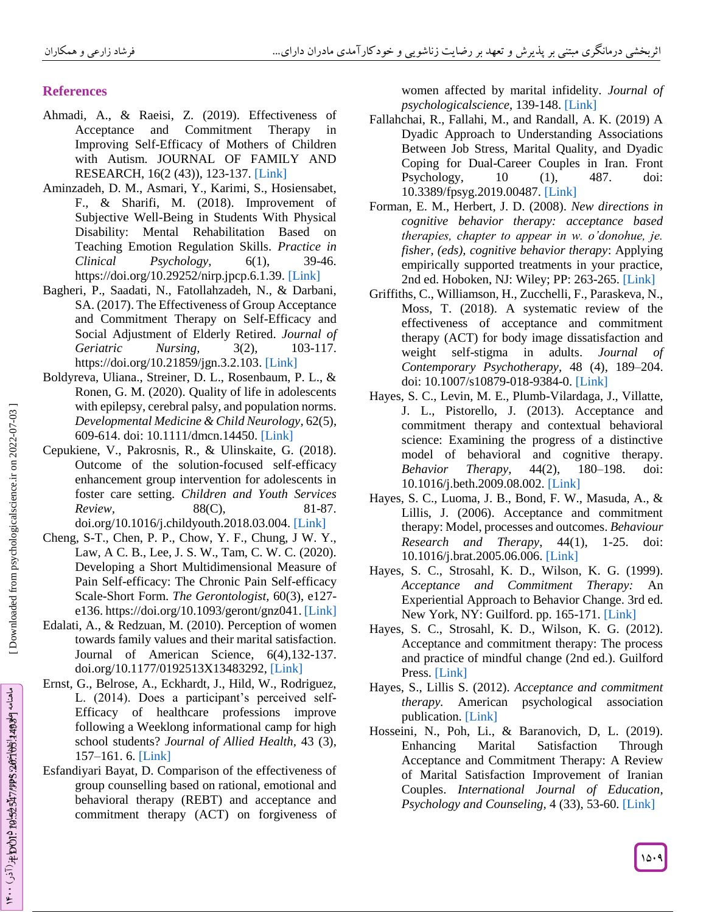## References

Ahmadi, A., & Raeisi, Z. (2019). Effectiveness of Acceptance and Commitment Therapy in Improving Self-Efficacy of Mothers of Children with Autism. JOURNAL OF FAMILY AND RESEARCH, 16(2 (43)), 123-137. [Link]

Aminzadeh, D. M., Asmari, Y., Karimi, S., Hosiensabet, F., & Sharifi, M. (2018). Improvement of Subjective Well-Being in Students With Physical Disability: Mental Rehabilitation Based on Teaching Emotion Regulation Skills. *Practice in Clinical Psychology*, 6(1), 39-46. https://doi.org/10.29252/nirp.jpcp.6.1.39. [Link]

Bagheri, P., Saadati, N., Fatollahzadeh, N., & Darbani, SA. (2017). The Effectiveness of Group Acceptance and Commitment Therapy on Self-Efficacy and Social Adjustment of Elderly Retired. *Journal of Geriatric Nursing*, 3(2), 103-117. https://doi.org/10.21859/jgn.3.2.103. [Link]

Boldyreva, Uliana., Streiner, D. L., Rosenbaum, P. L., & Ronen, G. M. (2020). Quality of life in adolescents with epilepsy, cerebral palsy, and population norms. *Developmental Medicine & Child Neurology*, 62(5), 609-614. doi: 10.1111/dmcn.14450. [Link]

Cepukiene, V., Pakrosnis, R., & Ulinskaite, G. (2018). Outcome of the solution-focused self-efficacy enhancement group intervention for adolescents in foster care setting. *Children and Youth Services Review*, 88(C), 81-87. doi.org/10.1016/j.childyouth.2018.03.004. [Link]

Cheng, S-T., Chen, P. P., Chow, Y. F., Chung, J W. Y., Law, A C. B., Lee, J. S. W., Tam, C. W. C. (2020). Developing a Short Multidimensional Measure of Pain Self-efficacy: The Chronic Pain Self-efficacy Scale-Short Form. *The Gerontologist*, 60(3), e127-e136. https://doi.org/10.1093/geront/gnz041. [Link]

Edalati, A., & Redzuan, M. (2010). Perception of women towards family values and their marital satisfaction. Journal of American Science, 6(4),132-137. doi.org/10.1177/0192513X13483292, [Link]

Ernst, G., Belrose, A., Eckhardt, J., Hild, W., Rodriguez, L. (2014). Does a participant's perceived self-Efficacy of healthcare professions improve following a Weeklong informational camp for high school students? *Journal of Allied Health*, 43 (3), 157–161. 6. [Link]

Esfandiyari Bayat, D. Comparison of the effectiveness of group counselling based on rational, emotional and behavioral therapy (REBT) and acceptance and commitment therapy (ACT) on forgiveness of women affected by marital infidelity. *Journal of psychologicalscience*, 139-148. [Link]

Fallahchai, R., Fallahi, M., and Randall, A. K. (2019) A Dyadic Approach to Understanding Associations Between Job Stress, Marital Quality, and Dyadic Coping for Dual-Career Couples in Iran. Front Psychology, 10 (1), 487. doi: 10.3389/fpsyg.2019.00487. [Link]

Forman, E. M., Herbert, J. D. (2008). *New directions in cognitive behavior therapy: acceptance based therapies, chapter to appear in w. o'donohue, je. fisher, (eds), cognitive behavior therapy*: Applying empirically supported treatments in your practice, 2nd ed. Hoboken, NJ: Wiley; PP: 263-265. [Link]

Griffiths, C., Williamson, H., Zucchelli, F., Paraskeva, N., Moss, T. (2018). A systematic review of the effectiveness of acceptance and commitment therapy (ACT) for body image dissatisfaction and weight self-stigma in adults. *Journal of Contemporary Psychotherapy*, 48 (4), 189–204. doi: 10.1007/s10879-018-9384-0. [Link]

Hayes, S. C., Levin, M. E., Plumb-Vilardaga, J., Villatte, J. L., Pistorello, J. (2013). Acceptance and commitment therapy and contextual behavioral science: Examining the progress of a distinctive model of behavioral and cognitive therapy. *Behavior Therapy*, 44(2), 180–198. doi: 10.1016/j.beth.2009.08.002. [Link]

Hayes, S. C., Luoma, J. B., Bond, F. W., Masuda, A., & Lillis, J. (2006). Acceptance and commitment therapy: Model, processes and outcomes. *Behaviour Research and Therapy*, 44(1), 1-25. doi: 10.1016/j.brat.2005.06.006. [Link]

Hayes, S. C., Strosahl, K. D., Wilson, K. G. (1999). *Acceptance and Commitment Therapy:* An Experiential Approach to Behavior Change. 3rd ed. New York, NY: Guilford. pp. 165-171. [Link]

Hayes, S. C., Strosahl, K. D., Wilson, K. G. (2012). Acceptance and commitment therapy: The process and practice of mindful change (2nd ed.). Guilford Press. [Link]

Hayes, S., Lillis S. (2012). *Acceptance and commitment therapy.* American psychological association publication. [Link]

Hosseini, N., Poh, Li., & Baranovich, D, L. (2019). Enhancing Marital Satisfaction Through Acceptance and Commitment Therapy: A Review of Marital Satisfaction Improvement of Iranian Couples. *International Journal of Education, Psychology and Counseling*, 4 (33), 53-60. [Link]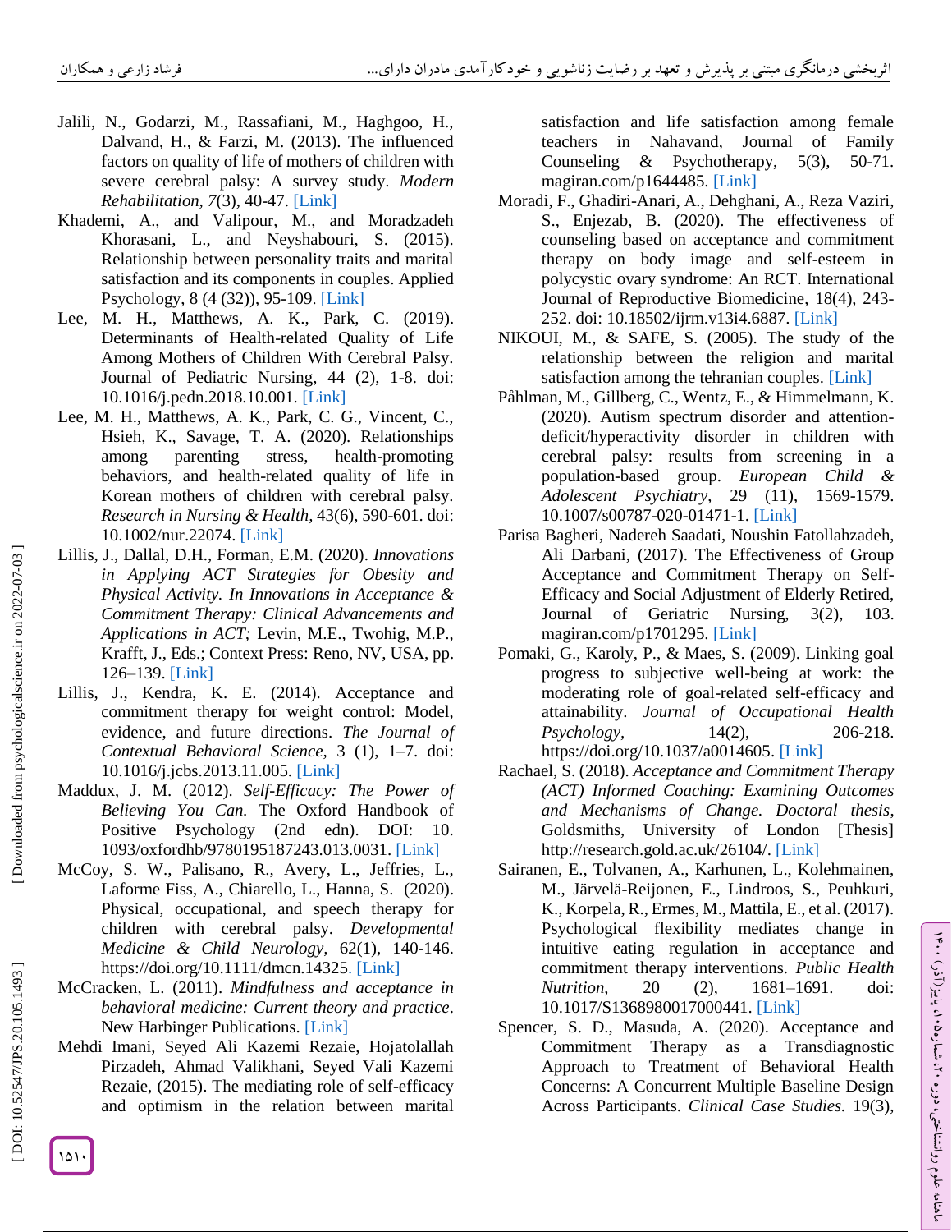Jalili, N., Godarzi, M., Rassafiani, M., Haghgoo, H., Dalvand, H., & Farzi, M. (2013). The influenced factors on quality of life of mothers of children with severe cerebral palsy: A survey study. *Modern Rehabilitation*, *7*(3), 40-47. [Link]

Khademi, A., and Valipour, M., and Moradzadeh Khorasani, L., and Neyshabouri, S. (2015). Relationship between personality traits and marital satisfaction and its components in couples. Applied Psychology, 8 (4 (32)), 95-109. [Link]

Lee, M. H., Matthews, A. K., Park, C. (2019). Determinants of Health-related Quality of Life Among Mothers of Children With Cerebral Palsy. Journal of Pediatric Nursing, 44 (2), 1-8. doi: 10.1016/j.pedn.2018.10.001. [Link]

Lee, M. H., Matthews, A. K., Park, C. G., Vincent, C., Hsieh, K., Savage, T. A. (2020). Relationships among parenting stress, health-promoting behaviors, and health-related quality of life in Korean mothers of children with cerebral palsy. *Research in Nursing & Health*, 43(6), 590-601. doi: 10.1002/nur.22074. [Link]

Lillis, J., Dallal, D.H., Forman, E.M. (2020). *Innovations in Applying ACT Strategies for Obesity and Physical Activity. In Innovations in Acceptance & Commitment Therapy: Clinical Advancements and Applications in ACT;* Levin, M.E., Twohig, M.P., Krafft, J., Eds.; Context Press: Reno, NV, USA, pp. 126–139. [Link]

Lillis, J., Kendra, K. E. (2014). Acceptance and commitment therapy for weight control: Model, evidence, and future directions. *The Journal of Contextual Behavioral Science*, 3 (1), 1–7. doi: 10.1016/j.jcbs.2013.11.005. [Link]

Maddux, J. M. (2012). *Self-Efficacy: The Power of Believing You Can.* The Oxford Handbook of Positive Psychology (2nd edn). DOI: 10. 1093/oxfordhb/9780195187243.013.0031. [Link]

McCoy, S. W., Palisano, R., Avery, L., Jeffries, L., Laforme Fiss, A., Chiarello, L., Hanna, S. (2020). Physical, occupational, and speech therapy for children with cerebral palsy. *Developmental Medicine & Child Neurology*, 62(1), 140-146. https://doi.org/10.1111/dmcn.14325. [Link]

McCracken, L. (2011). *Mindfulness and acceptance in behavioral medicine: Current theory and practice*. New Harbinger Publications. [Link]

Mehdi Imani, Seyed Ali Kazemi Rezaie, Hojatolallah Pirzadeh, Ahmad Valikhani, Seyed Vali Kazemi Rezaie, (2015). The mediating role of self-efficacy and optimism in the relation between marital satisfaction and life satisfaction among female teachers in Nahavand, Journal of Family Counseling & Psychotherapy, 5(3), 50-71. magiran.com/p1644485. [Link]

Moradi, F., Ghadiri-Anari, A., Dehghani, A., Reza Vaziri, S., Enjezab, B. (2020). The effectiveness of counseling based on acceptance and commitment therapy on body image and self-esteem in polycystic ovary syndrome: An RCT. International Journal of Reproductive Biomedicine, 18(4), 243-252. doi: 10.18502/ijrm.v13i4.6887. [Link]

NIKOUI, M., & SAFE, S. (2005). The study of the relationship between the religion and marital satisfaction among the tehranian couples. [Link]

Påhlman, M., Gillberg, C., Wentz, E., & Himmelmann, K. (2020). Autism spectrum disorder and attention-deficit/hyperactivity disorder in children with cerebral palsy: results from screening in a population-based group. *European Child & Adolescent Psychiatry*, 29 (11), 1569-1579. 10.1007/s00787-020-01471-1. [Link]

Parisa Bagheri, Nadereh Saadati, Noushin Fatollahzadeh, Ali Darbani, (2017). The Effectiveness of Group Acceptance and Commitment Therapy on Self-Efficacy and Social Adjustment of Elderly Retired, Journal of Geriatric Nursing, 3(2), 103. magiran.com/p1701295. [Link]

Pomaki, G., Karoly, P., & Maes, S. (2009). Linking goal progress to subjective well-being at work: the moderating role of goal-related self-efficacy and attainability. *Journal of Occupational Health Psychology*, 14(2), 206-218. https://doi.org/10.1037/a0014605. [Link]

Rachael, S. (2018). *Acceptance and Commitment Therapy (ACT) Informed Coaching: Examining Outcomes and Mechanisms of Change. Doctoral thesis*, Goldsmiths, University of London [Thesis] http://research.gold.ac.uk/26104/. [Link]

Sairanen, E., Tolvanen, A., Karhunen, L., Kolehmainen, M., Järvelä-Reijonen, E., Lindroos, S., Peuhkuri, K., Korpela, R., Ermes, M., Mattila, E., et al. (2017). Psychological flexibility mediates change in intuitive eating regulation in acceptance and commitment therapy interventions. *Public Health Nutrition*, 20 (2), 1681–1691. doi: 10.1017/S1368980017000441. [Link]

Spencer, S. D., Masuda, A. (2020). Acceptance and Commitment Therapy as a Transdiagnostic Approach to Treatment of Behavioral Health Concerns: A Concurrent Multiple Baseline Design Across Participants. *Clinical Case Studies.* 19(3),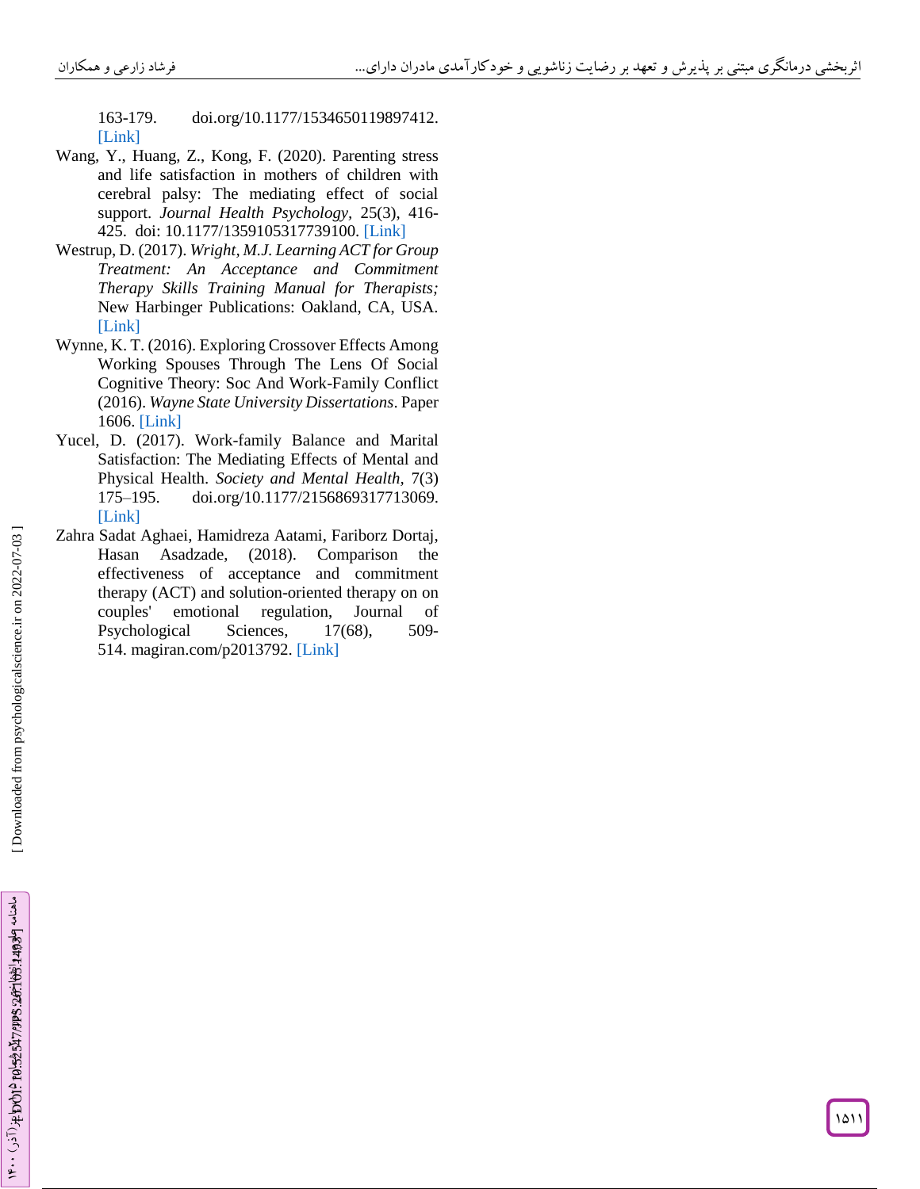163-179. doi.org/10.1177/1534650119897412. [Link]

Wang, Y., Huang, Z., Kong, F. (2020). Parenting stress and life satisfaction in mothers of children with cerebral palsy: The mediating effect of social support. *Journal Health Psychology*, 25(3), 416-425. doi: 10.1177/1359105317739100. [Link]

Westrup, D. (2017). *Wright, M.J. Learning ACT for Group Treatment: An Acceptance and Commitment Therapy Skills Training Manual for Therapists;* New Harbinger Publications: Oakland, CA, USA. [Link]

Wynne, K. T. (2016). Exploring Crossover Effects Among Working Spouses Through The Lens Of Social Cognitive Theory: Soc And Work-Family Conflict (2016). *Wayne State University Dissertations*. Paper 1606. [Link]

Yucel, D. (2017). Work-family Balance and Marital Satisfaction: The Mediating Effects of Mental and Physical Health. *Society and Mental Health*, 7(3) 175–195. doi.org/10.1177/2156869317713069. [Link]

Zahra Sadat Aghaei, Hamidreza Aatami, Fariborz Dortaj, Hasan Asadzade, (2018). Comparison the effectiveness of acceptance and commitment therapy (ACT) and solution-oriented therapy on on couples' emotional regulation, Journal of Psychological Sciences, 17(68), 509-514. magiran.com/p2013792. [Link]